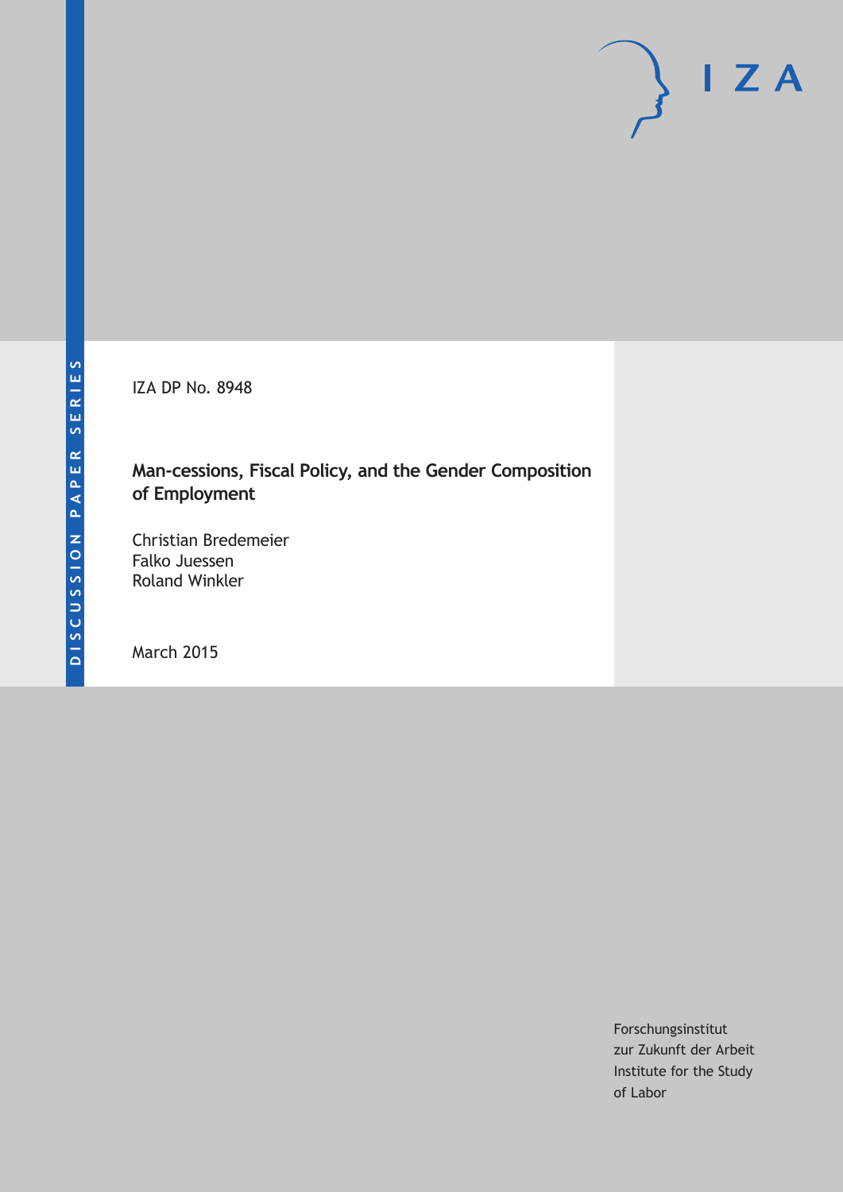DISCUSSION PAPER SERIES

IZA

IZA DP No. 8948

# Man-cessions, Fiscal Policy, and the Gender Composition of Employment

Christian Bredemeier
Falko Juessen
Roland Winkler

March 2015

Forschungsinstitut
zur Zukunft der Arbeit
Institute for the Study
of Labor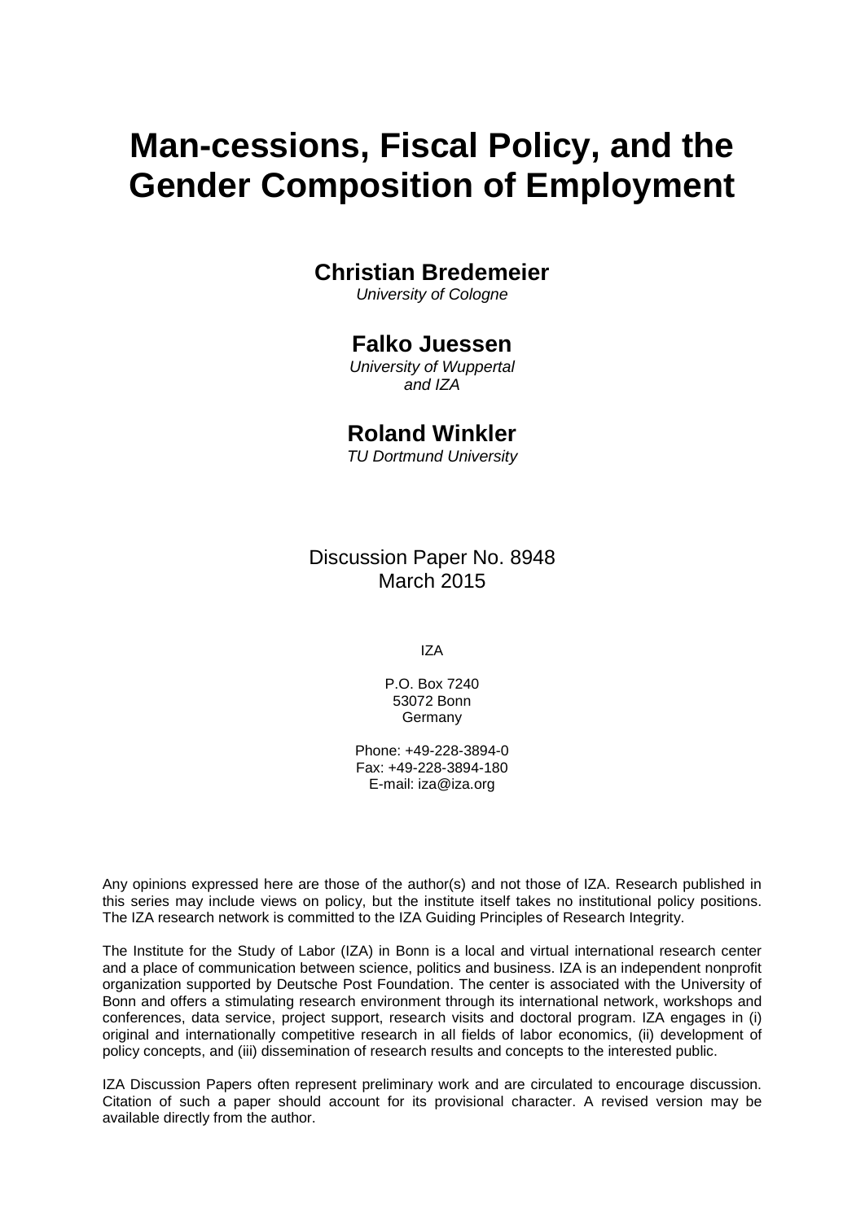# Man-cessions, Fiscal Policy, and the Gender Composition of Employment

**Christian Bredemeier**
*University of Cologne*

**Falko Juessen**
*University of Wuppertal and IZA*

**Roland Winkler**
*TU Dortmund University*

Discussion Paper No. 8948
March 2015

IZA

P.O. Box 7240
53072 Bonn
Germany

Phone: +49-228-3894-0
Fax: +49-228-3894-180
E-mail: iza@iza.org

Any opinions expressed here are those of the author(s) and not those of IZA. Research published in this series may include views on policy, but the institute itself takes no institutional policy positions. The IZA research network is committed to the IZA Guiding Principles of Research Integrity.

The Institute for the Study of Labor (IZA) in Bonn is a local and virtual international research center and a place of communication between science, politics and business. IZA is an independent nonprofit organization supported by Deutsche Post Foundation. The center is associated with the University of Bonn and offers a stimulating research environment through its international network, workshops and conferences, data service, project support, research visits and doctoral program. IZA engages in (i) original and internationally competitive research in all fields of labor economics, (ii) development of policy concepts, and (iii) dissemination of research results and concepts to the interested public.

IZA Discussion Papers often represent preliminary work and are circulated to encourage discussion. Citation of such a paper should account for its provisional character. A revised version may be available directly from the author.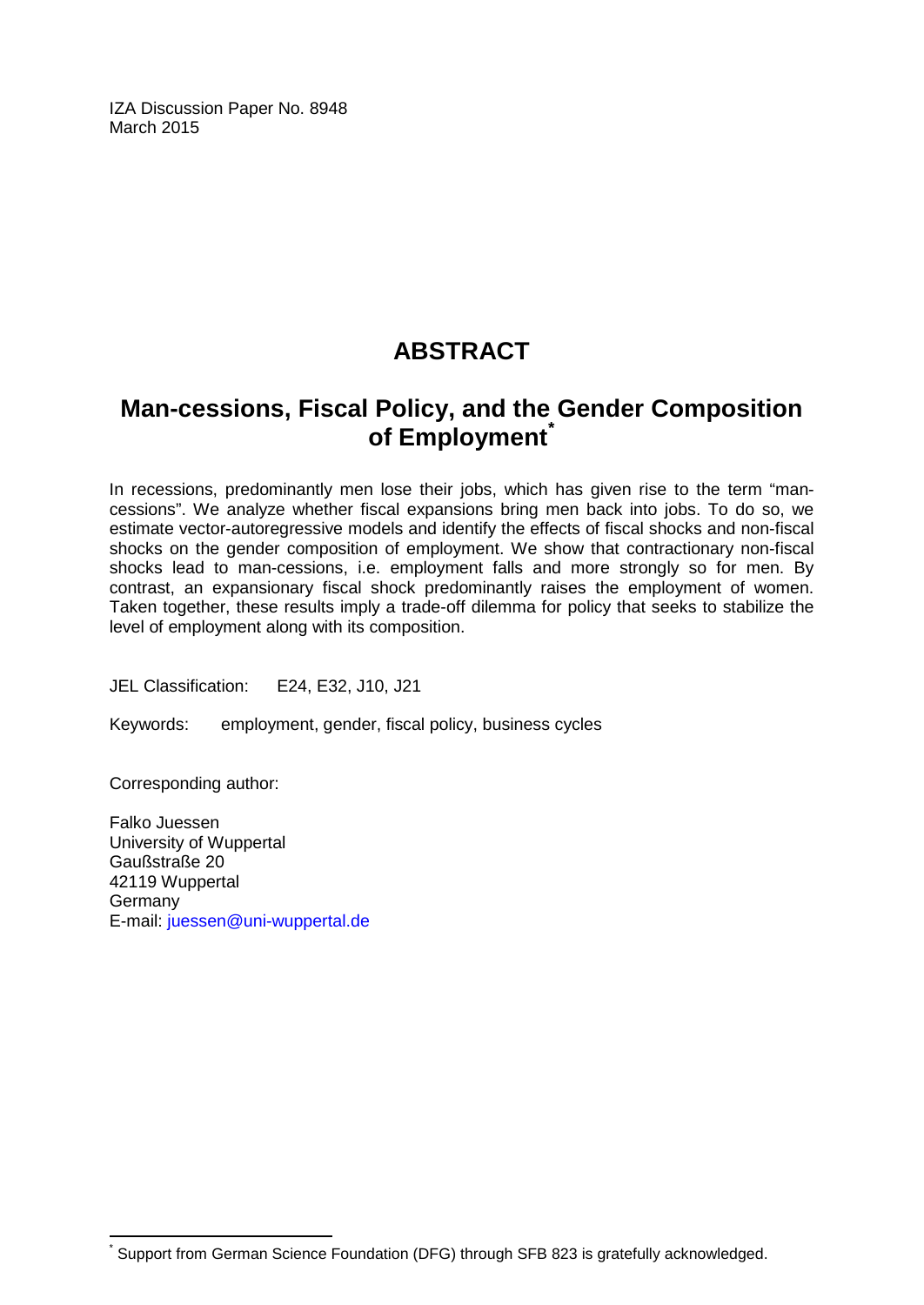IZA Discussion Paper No. 8948
March 2015

# ABSTRACT

## Man-cessions, Fiscal Policy, and the Gender Composition of Employment*

In recessions, predominantly men lose their jobs, which has given rise to the term "man-cessions". We analyze whether fiscal expansions bring men back into jobs. To do so, we estimate vector-autoregressive models and identify the effects of fiscal shocks and non-fiscal shocks on the gender composition of employment. We show that contractionary non-fiscal shocks lead to man-cessions, i.e. employment falls and more strongly so for men. By contrast, an expansionary fiscal shock predominantly raises the employment of women. Taken together, these results imply a trade-off dilemma for policy that seeks to stabilize the level of employment along with its composition.

JEL Classification: E24, E32, J10, J21

Keywords: employment, gender, fiscal policy, business cycles

Corresponding author:

Falko Juessen
University of Wuppertal
Gaußstraße 20
42119 Wuppertal
Germany
E-mail: juessen@uni-wuppertal.de

* Support from German Science Foundation (DFG) through SFB 823 is gratefully acknowledged.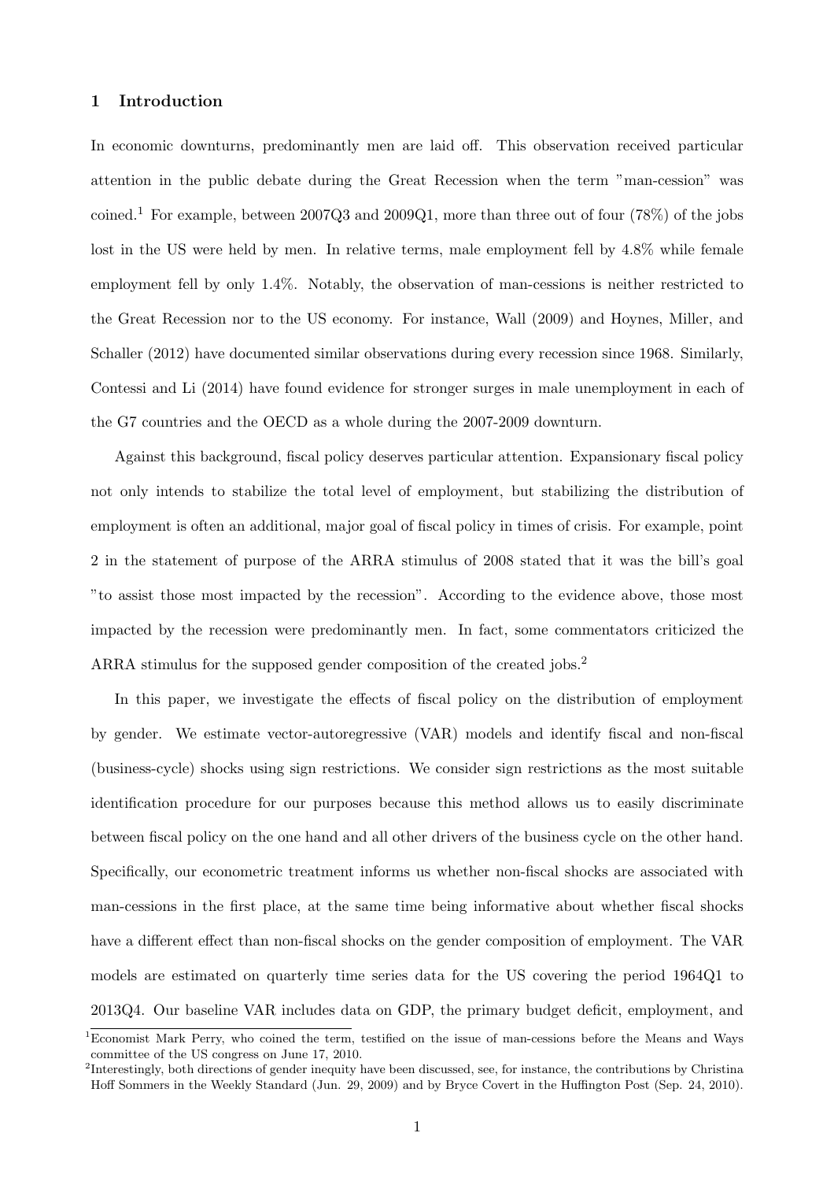## 1 Introduction

In economic downturns, predominantly men are laid off. This observation received particular attention in the public debate during the Great Recession when the term "man-cession" was coined.[1] For example, between 2007Q3 and 2009Q1, more than three out of four (78%) of the jobs lost in the US were held by men. In relative terms, male employment fell by 4.8% while female employment fell by only 1.4%. Notably, the observation of man-cessions is neither restricted to the Great Recession nor to the US economy. For instance, Wall (2009) and Hoynes, Miller, and Schaller (2012) have documented similar observations during every recession since 1968. Similarly, Contessi and Li (2014) have found evidence for stronger surges in male unemployment in each of the G7 countries and the OECD as a whole during the 2007-2009 downturn.

Against this background, fiscal policy deserves particular attention. Expansionary fiscal policy not only intends to stabilize the total level of employment, but stabilizing the distribution of employment is often an additional, major goal of fiscal policy in times of crisis. For example, point 2 in the statement of purpose of the ARRA stimulus of 2008 stated that it was the bill's goal "to assist those most impacted by the recession". According to the evidence above, those most impacted by the recession were predominantly men. In fact, some commentators criticized the ARRA stimulus for the supposed gender composition of the created jobs.[2]

In this paper, we investigate the effects of fiscal policy on the distribution of employment by gender. We estimate vector-autoregressive (VAR) models and identify fiscal and non-fiscal (business-cycle) shocks using sign restrictions. We consider sign restrictions as the most suitable identification procedure for our purposes because this method allows us to easily discriminate between fiscal policy on the one hand and all other drivers of the business cycle on the other hand. Specifically, our econometric treatment informs us whether non-fiscal shocks are associated with man-cessions in the first place, at the same time being informative about whether fiscal shocks have a different effect than non-fiscal shocks on the gender composition of employment. The VAR models are estimated on quarterly time series data for the US covering the period 1964Q1 to 2013Q4. Our baseline VAR includes data on GDP, the primary budget deficit, employment, and

[1] Economist Mark Perry, who coined the term, testified on the issue of man-cessions before the Means and Ways committee of the US congress on June 17, 2010.

[2] Interestingly, both directions of gender inequity have been discussed, see, for instance, the contributions by Christina Hoff Sommers in the Weekly Standard (Jun. 29, 2009) and by Bryce Covert in the Huffington Post (Sep. 24, 2010).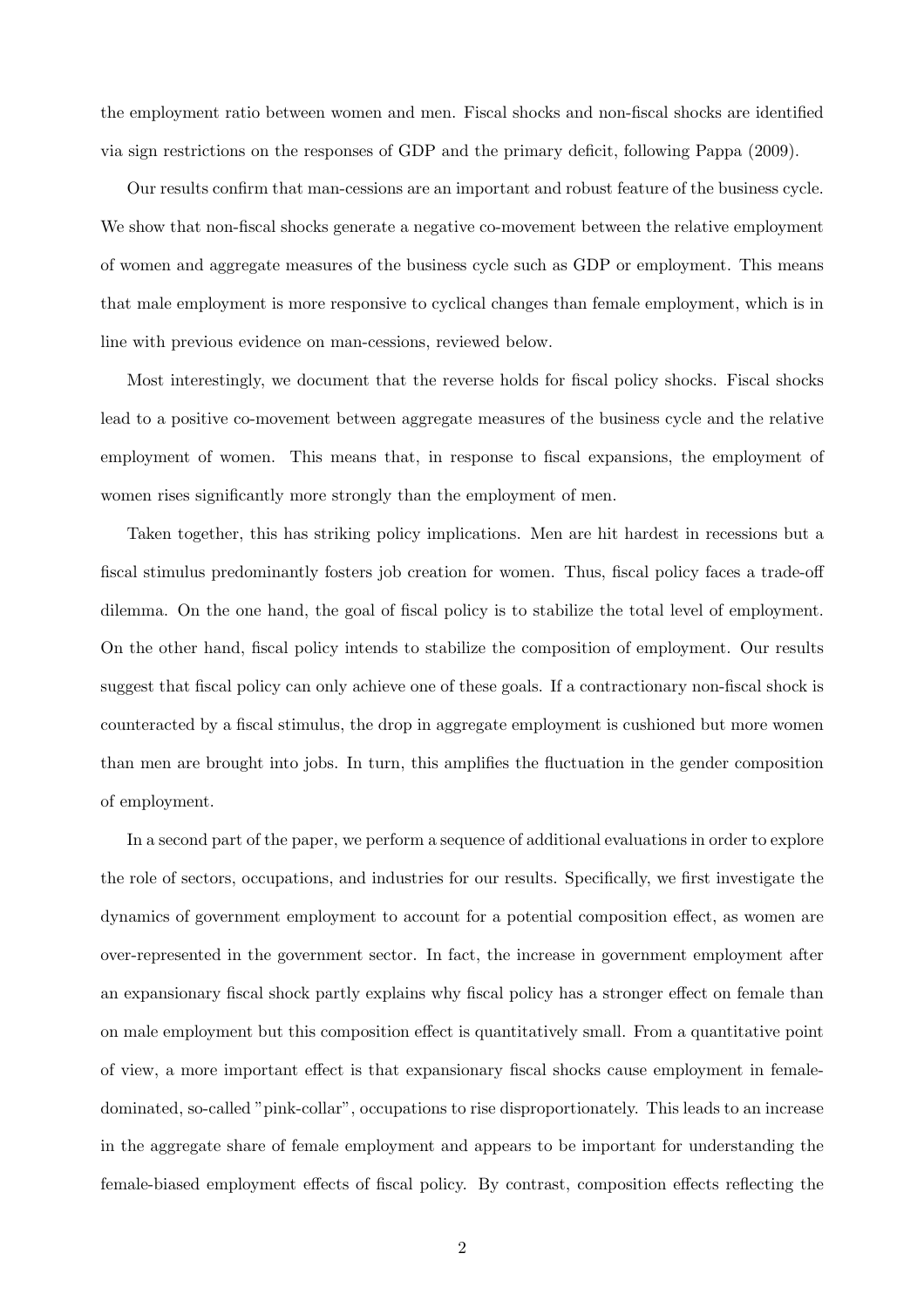the employment ratio between women and men. Fiscal shocks and non-fiscal shocks are identified via sign restrictions on the responses of GDP and the primary deficit, following Pappa (2009).

Our results confirm that man-cessions are an important and robust feature of the business cycle. We show that non-fiscal shocks generate a negative co-movement between the relative employment of women and aggregate measures of the business cycle such as GDP or employment. This means that male employment is more responsive to cyclical changes than female employment, which is in line with previous evidence on man-cessions, reviewed below.

Most interestingly, we document that the reverse holds for fiscal policy shocks. Fiscal shocks lead to a positive co-movement between aggregate measures of the business cycle and the relative employment of women. This means that, in response to fiscal expansions, the employment of women rises significantly more strongly than the employment of men.

Taken together, this has striking policy implications. Men are hit hardest in recessions but a fiscal stimulus predominantly fosters job creation for women. Thus, fiscal policy faces a trade-off dilemma. On the one hand, the goal of fiscal policy is to stabilize the total level of employment. On the other hand, fiscal policy intends to stabilize the composition of employment. Our results suggest that fiscal policy can only achieve one of these goals. If a contractionary non-fiscal shock is counteracted by a fiscal stimulus, the drop in aggregate employment is cushioned but more women than men are brought into jobs. In turn, this amplifies the fluctuation in the gender composition of employment.

In a second part of the paper, we perform a sequence of additional evaluations in order to explore the role of sectors, occupations, and industries for our results. Specifically, we first investigate the dynamics of government employment to account for a potential composition effect, as women are over-represented in the government sector. In fact, the increase in government employment after an expansionary fiscal shock partly explains why fiscal policy has a stronger effect on female than on male employment but this composition effect is quantitatively small. From a quantitative point of view, a more important effect is that expansionary fiscal shocks cause employment in female-dominated, so-called "pink-collar", occupations to rise disproportionately. This leads to an increase in the aggregate share of female employment and appears to be important for understanding the female-biased employment effects of fiscal policy. By contrast, composition effects reflecting the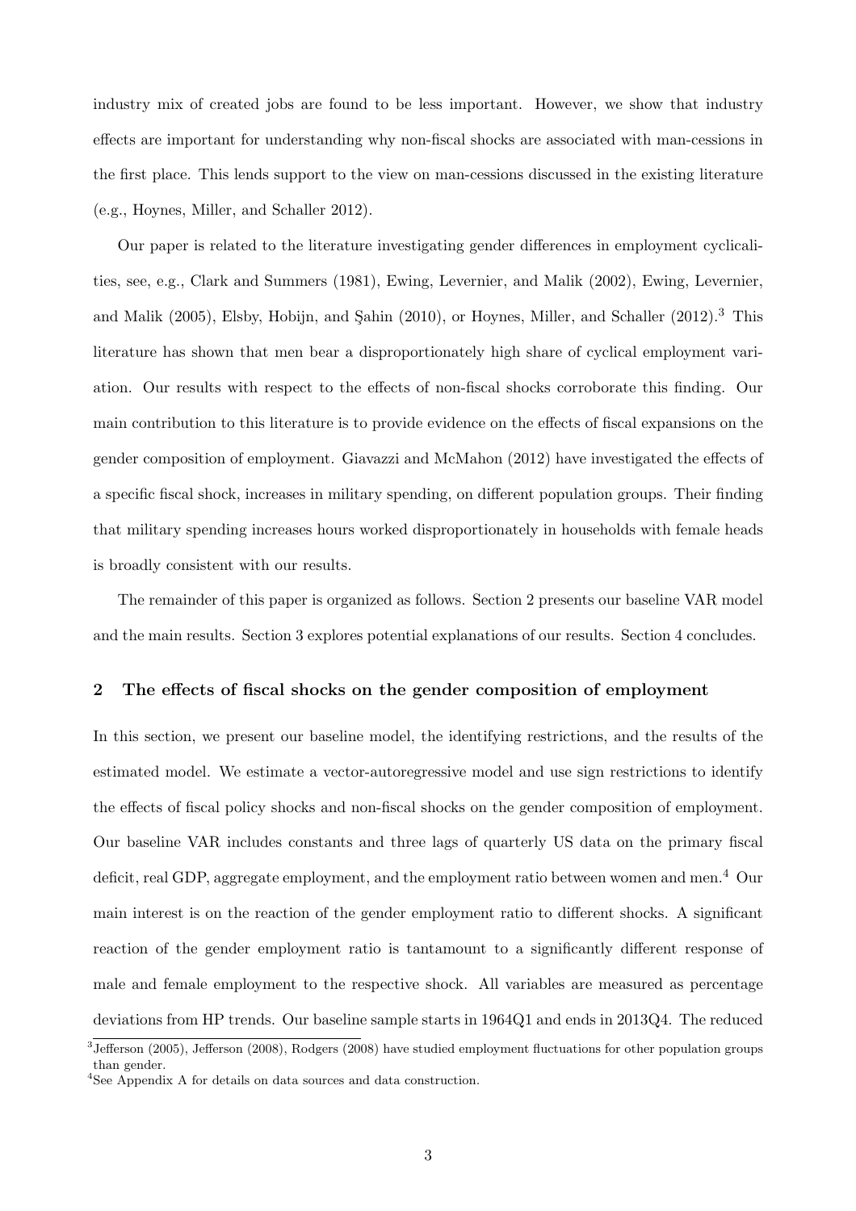industry mix of created jobs are found to be less important. However, we show that industry effects are important for understanding why non-fiscal shocks are associated with man-cessions in the first place. This lends support to the view on man-cessions discussed in the existing literature (e.g., Hoynes, Miller, and Schaller 2012).

Our paper is related to the literature investigating gender differences in employment cyclicalities, see, e.g., Clark and Summers (1981), Ewing, Levernier, and Malik (2002), Ewing, Levernier, and Malik (2005), Elsby, Hobijn, and Şahin (2010), or Hoynes, Miller, and Schaller (2012).[3] This literature has shown that men bear a disproportionately high share of cyclical employment variation. Our results with respect to the effects of non-fiscal shocks corroborate this finding. Our main contribution to this literature is to provide evidence on the effects of fiscal expansions on the gender composition of employment. Giavazzi and McMahon (2012) have investigated the effects of a specific fiscal shock, increases in military spending, on different population groups. Their finding that military spending increases hours worked disproportionately in households with female heads is broadly consistent with our results.

The remainder of this paper is organized as follows. Section 2 presents our baseline VAR model and the main results. Section 3 explores potential explanations of our results. Section 4 concludes.

## 2 The effects of fiscal shocks on the gender composition of employment

In this section, we present our baseline model, the identifying restrictions, and the results of the estimated model. We estimate a vector-autoregressive model and use sign restrictions to identify the effects of fiscal policy shocks and non-fiscal shocks on the gender composition of employment. Our baseline VAR includes constants and three lags of quarterly US data on the primary fiscal deficit, real GDP, aggregate employment, and the employment ratio between women and men.[4] Our main interest is on the reaction of the gender employment ratio to different shocks. A significant reaction of the gender employment ratio is tantamount to a significantly different response of male and female employment to the respective shock. All variables are measured as percentage deviations from HP trends. Our baseline sample starts in 1964Q1 and ends in 2013Q4. The reduced

[3] Jefferson (2005), Jefferson (2008), Rodgers (2008) have studied employment fluctuations for other population groups than gender.

[4] See Appendix A for details on data sources and data construction.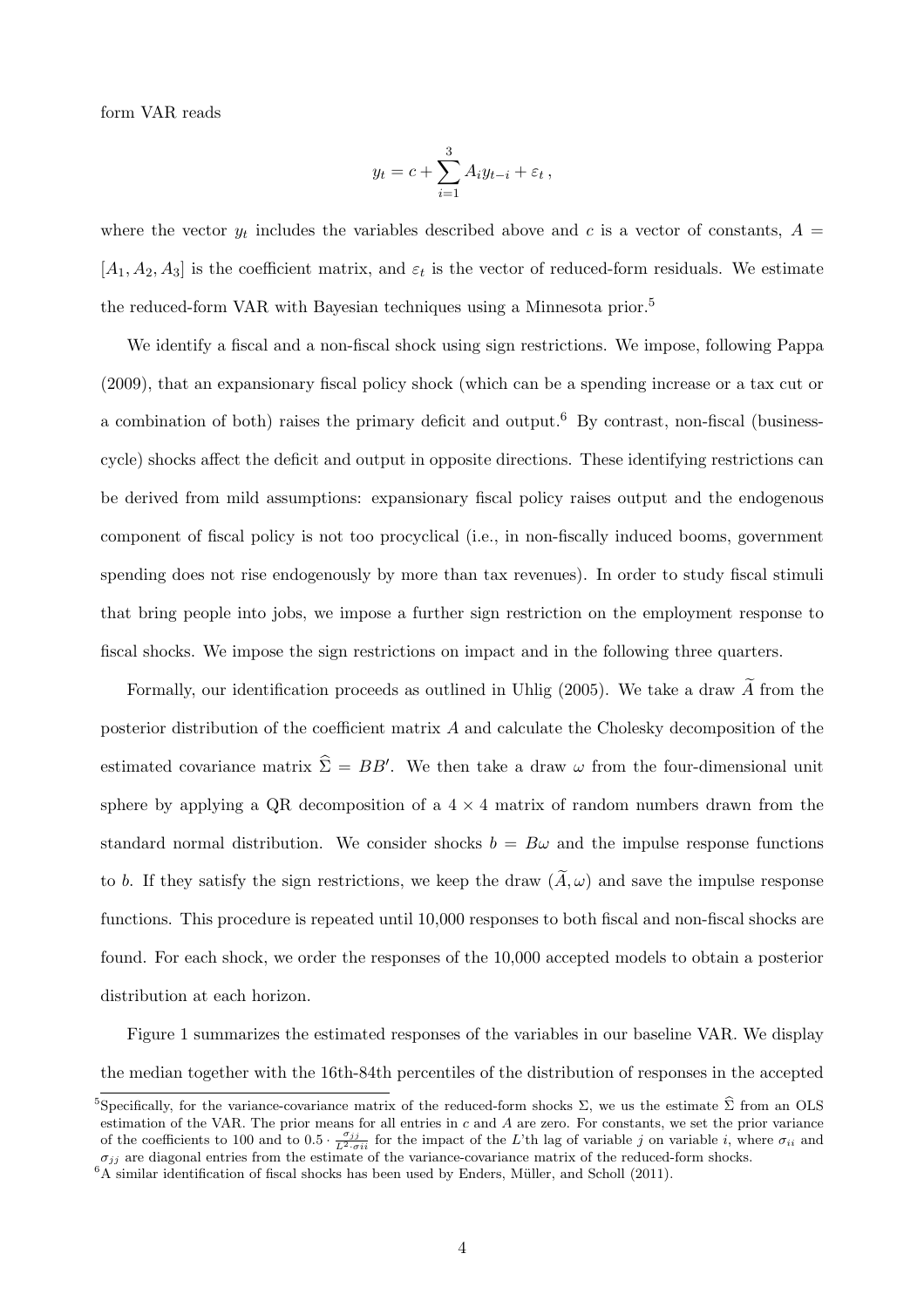form VAR reads

$$y_t = c + \sum_{i=1}^{3} A_i y_{t-i} + \varepsilon_t \,,$$

where the vector $y_t$ includes the variables described above and $c$ is a vector of constants, $A = [A_1, A_2, A_3]$ is the coefficient matrix, and $\varepsilon_t$ is the vector of reduced-form residuals. We estimate the reduced-form VAR with Bayesian techniques using a Minnesota prior.[5]

We identify a fiscal and a non-fiscal shock using sign restrictions. We impose, following Pappa (2009), that an expansionary fiscal policy shock (which can be a spending increase or a tax cut or a combination of both) raises the primary deficit and output.[6] By contrast, non-fiscal (business-cycle) shocks affect the deficit and output in opposite directions. These identifying restrictions can be derived from mild assumptions: expansionary fiscal policy raises output and the endogenous component of fiscal policy is not too procyclical (i.e., in non-fiscally induced booms, government spending does not rise endogenously by more than tax revenues). In order to study fiscal stimuli that bring people into jobs, we impose a further sign restriction on the employment response to fiscal shocks. We impose the sign restrictions on impact and in the following three quarters.

Formally, our identification proceeds as outlined in Uhlig (2005). We take a draw $\widetilde{A}$ from the posterior distribution of the coefficient matrix $A$ and calculate the Cholesky decomposition of the estimated covariance matrix $\widehat{\Sigma} = BB'$. We then take a draw $\omega$ from the four-dimensional unit sphere by applying a QR decomposition of a $4 \times 4$ matrix of random numbers drawn from the standard normal distribution. We consider shocks $b = B\omega$ and the impulse response functions to $b$. If they satisfy the sign restrictions, we keep the draw $(\widetilde{A}, \omega)$ and save the impulse response functions. This procedure is repeated until 10,000 responses to both fiscal and non-fiscal shocks are found. For each shock, we order the responses of the 10,000 accepted models to obtain a posterior distribution at each horizon.

Figure 1 summarizes the estimated responses of the variables in our baseline VAR. We display the median together with the 16th-84th percentiles of the distribution of responses in the accepted

[5] Specifically, for the variance-covariance matrix of the reduced-form shocks $\Sigma$, we us the estimate $\widehat{\Sigma}$ from an OLS estimation of the VAR. The prior means for all entries in $c$ and $A$ are zero. For constants, we set the prior variance of the coefficients to 100 and to $0.5 \cdot \frac{\sigma_{jj}}{L^2 \cdot \sigma_{ii}}$ for the impact of the $L$'th lag of variable $j$ on variable $i$, where $\sigma_{ii}$ and $\sigma_{jj}$ are diagonal entries from the estimate of the variance-covariance matrix of the reduced-form shocks.

[6] A similar identification of fiscal shocks has been used by Enders, Müller, and Scholl (2011).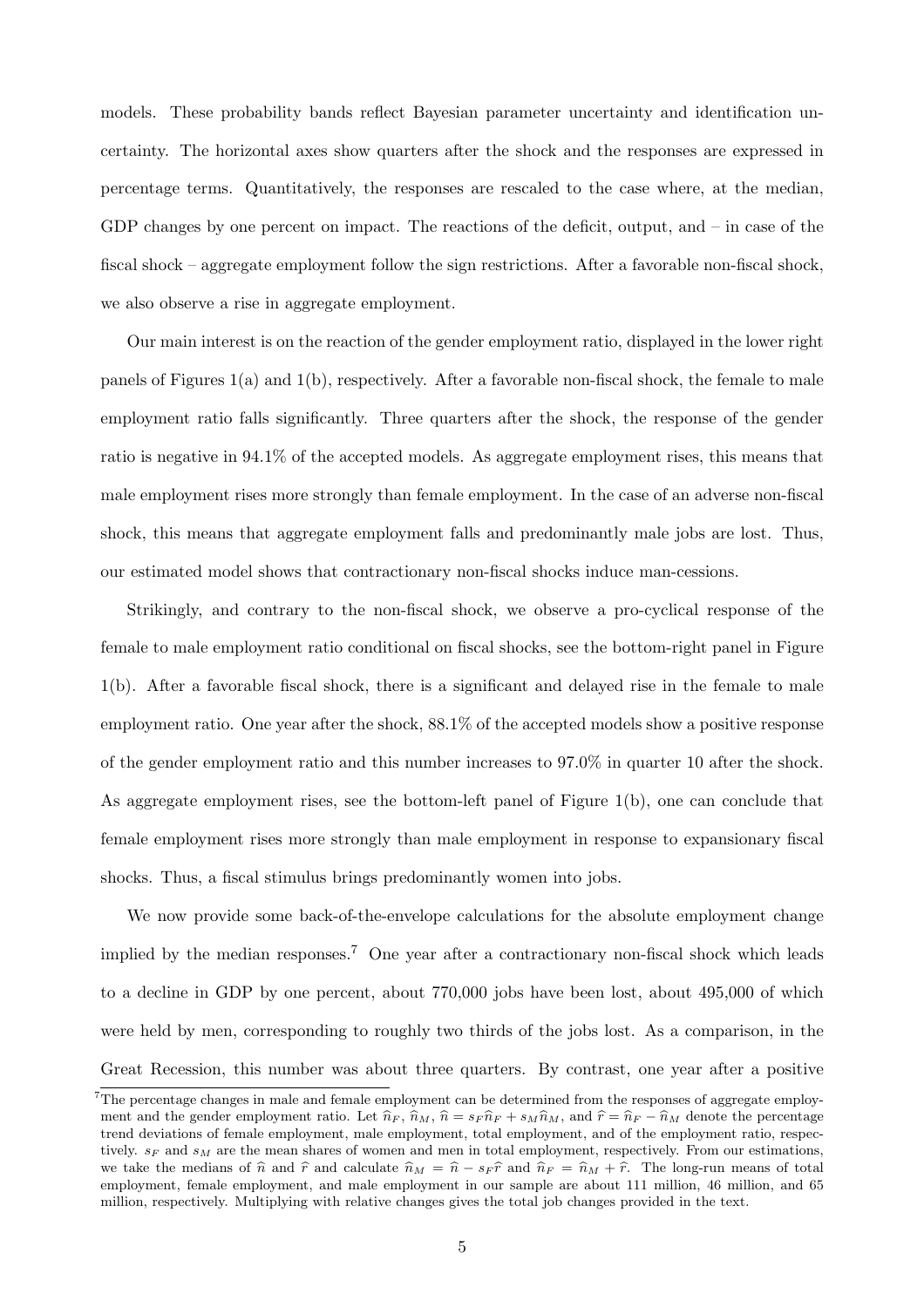models. These probability bands reflect Bayesian parameter uncertainty and identification uncertainty. The horizontal axes show quarters after the shock and the responses are expressed in percentage terms. Quantitatively, the responses are rescaled to the case where, at the median, GDP changes by one percent on impact. The reactions of the deficit, output, and – in case of the fiscal shock – aggregate employment follow the sign restrictions. After a favorable non-fiscal shock, we also observe a rise in aggregate employment.

Our main interest is on the reaction of the gender employment ratio, displayed in the lower right panels of Figures 1(a) and 1(b), respectively. After a favorable non-fiscal shock, the female to male employment ratio falls significantly. Three quarters after the shock, the response of the gender ratio is negative in 94.1% of the accepted models. As aggregate employment rises, this means that male employment rises more strongly than female employment. In the case of an adverse non-fiscal shock, this means that aggregate employment falls and predominantly male jobs are lost. Thus, our estimated model shows that contractionary non-fiscal shocks induce man-cessions.

Strikingly, and contrary to the non-fiscal shock, we observe a pro-cyclical response of the female to male employment ratio conditional on fiscal shocks, see the bottom-right panel in Figure 1(b). After a favorable fiscal shock, there is a significant and delayed rise in the female to male employment ratio. One year after the shock, 88.1% of the accepted models show a positive response of the gender employment ratio and this number increases to 97.0% in quarter 10 after the shock. As aggregate employment rises, see the bottom-left panel of Figure 1(b), one can conclude that female employment rises more strongly than male employment in response to expansionary fiscal shocks. Thus, a fiscal stimulus brings predominantly women into jobs.

We now provide some back-of-the-envelope calculations for the absolute employment change implied by the median responses.[7] One year after a contractionary non-fiscal shock which leads to a decline in GDP by one percent, about 770,000 jobs have been lost, about 495,000 of which were held by men, corresponding to roughly two thirds of the jobs lost. As a comparison, in the Great Recession, this number was about three quarters. By contrast, one year after a positive

[7] The percentage changes in male and female employment can be determined from the responses of aggregate employment and the gender employment ratio. Let $\widehat{n}_F$, $\widehat{n}_M$, $\widehat{n} = s_F\widehat{n}_F + s_M\widehat{n}_M$, and $\widehat{r} = \widehat{n}_F - \widehat{n}_M$ denote the percentage trend deviations of female employment, male employment, total employment, and of the employment ratio, respectively. $s_F$ and $s_M$ are the mean shares of women and men in total employment, respectively. From our estimations, we take the medians of $\widehat{n}$ and $\widehat{r}$ and calculate $\widehat{n}_M = \widehat{n} - s_F\widehat{r}$ and $\widehat{n}_F = \widehat{n}_M + \widehat{r}$. The long-run means of total employment, female employment, and male employment in our sample are about 111 million, 46 million, and 65 million, respectively. Multiplying with relative changes gives the total job changes provided in the text.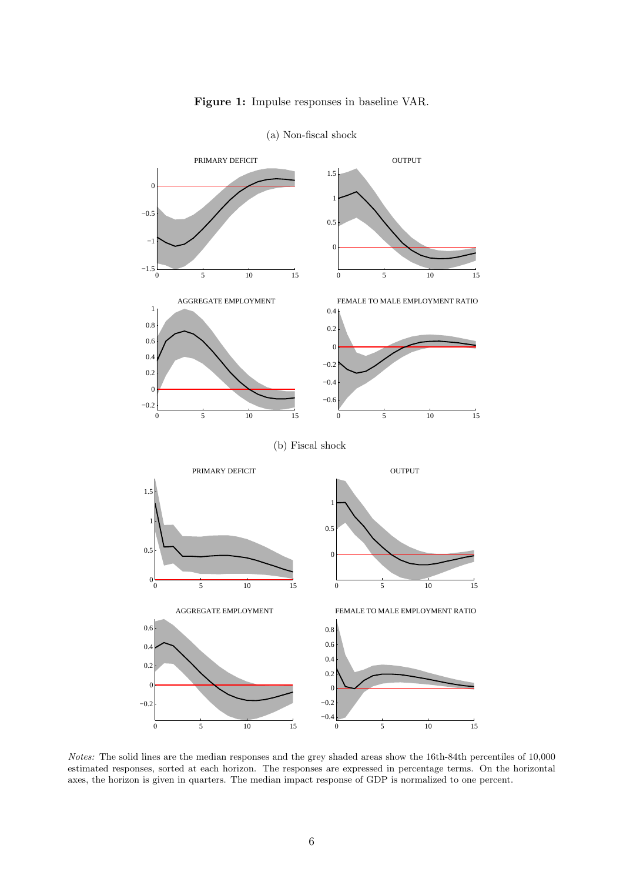**Figure 1:** Impulse responses in baseline VAR.

(a) Non-fiscal shock

(b) Fiscal shock

*Notes:* The solid lines are the median responses and the grey shaded areas show the 16th-84th percentiles of 10,000 estimated responses, sorted at each horizon. The responses are expressed in percentage terms. On the horizontal axes, the horizon is given in quarters. The median impact response of GDP is normalized to one percent.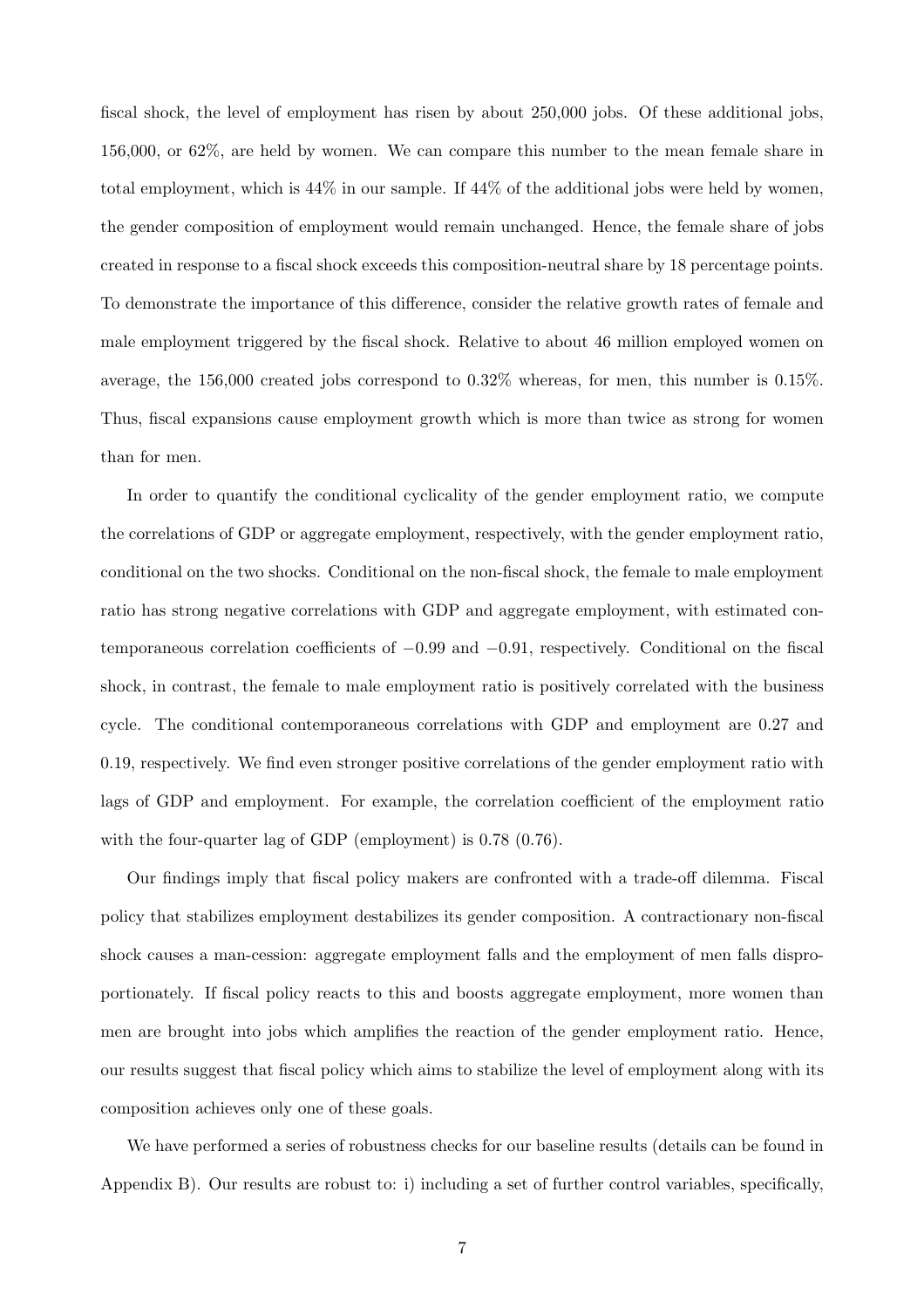fiscal shock, the level of employment has risen by about 250,000 jobs. Of these additional jobs, 156,000, or 62%, are held by women. We can compare this number to the mean female share in total employment, which is 44% in our sample. If 44% of the additional jobs were held by women, the gender composition of employment would remain unchanged. Hence, the female share of jobs created in response to a fiscal shock exceeds this composition-neutral share by 18 percentage points. To demonstrate the importance of this difference, consider the relative growth rates of female and male employment triggered by the fiscal shock. Relative to about 46 million employed women on average, the 156,000 created jobs correspond to 0.32% whereas, for men, this number is 0.15%. Thus, fiscal expansions cause employment growth which is more than twice as strong for women than for men.

In order to quantify the conditional cyclicality of the gender employment ratio, we compute the correlations of GDP or aggregate employment, respectively, with the gender employment ratio, conditional on the two shocks. Conditional on the non-fiscal shock, the female to male employment ratio has strong negative correlations with GDP and aggregate employment, with estimated contemporaneous correlation coefficients of $-0.99$ and $-0.91$, respectively. Conditional on the fiscal shock, in contrast, the female to male employment ratio is positively correlated with the business cycle. The conditional contemporaneous correlations with GDP and employment are 0.27 and 0.19, respectively. We find even stronger positive correlations of the gender employment ratio with lags of GDP and employment. For example, the correlation coefficient of the employment ratio with the four-quarter lag of GDP (employment) is 0.78 (0.76).

Our findings imply that fiscal policy makers are confronted with a trade-off dilemma. Fiscal policy that stabilizes employment destabilizes its gender composition. A contractionary non-fiscal shock causes a man-cession: aggregate employment falls and the employment of men falls disproportionately. If fiscal policy reacts to this and boosts aggregate employment, more women than men are brought into jobs which amplifies the reaction of the gender employment ratio. Hence, our results suggest that fiscal policy which aims to stabilize the level of employment along with its composition achieves only one of these goals.

We have performed a series of robustness checks for our baseline results (details can be found in Appendix B). Our results are robust to: i) including a set of further control variables, specifically,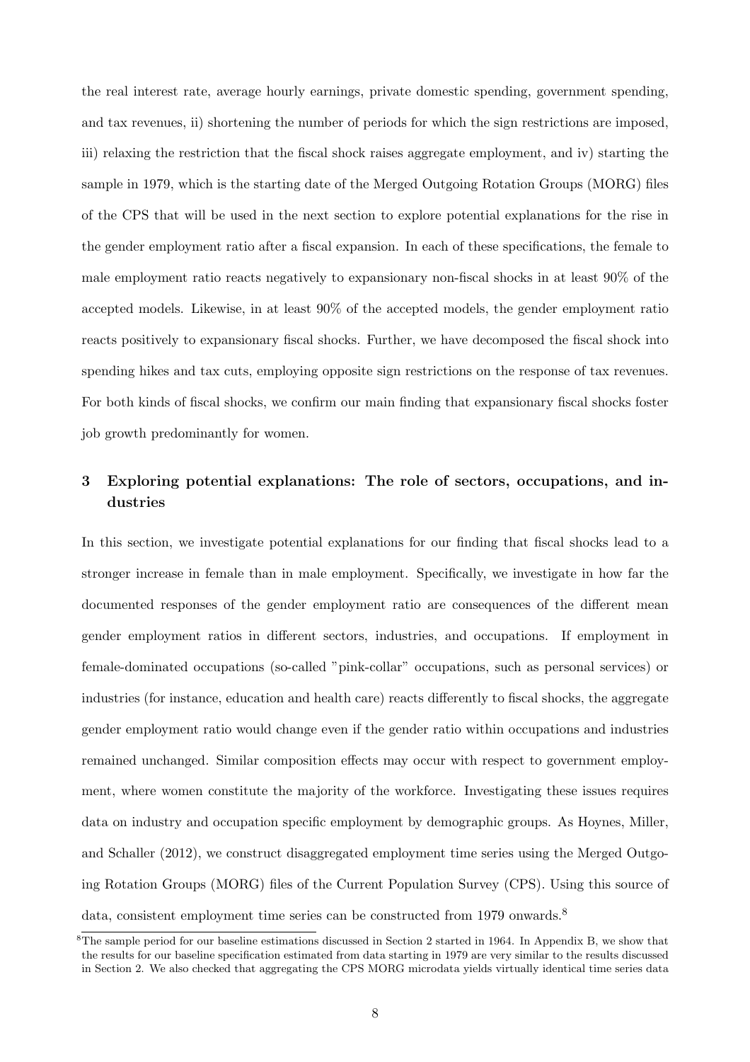the real interest rate, average hourly earnings, private domestic spending, government spending, and tax revenues, ii) shortening the number of periods for which the sign restrictions are imposed, iii) relaxing the restriction that the fiscal shock raises aggregate employment, and iv) starting the sample in 1979, which is the starting date of the Merged Outgoing Rotation Groups (MORG) files of the CPS that will be used in the next section to explore potential explanations for the rise in the gender employment ratio after a fiscal expansion. In each of these specifications, the female to male employment ratio reacts negatively to expansionary non-fiscal shocks in at least 90% of the accepted models. Likewise, in at least 90% of the accepted models, the gender employment ratio reacts positively to expansionary fiscal shocks. Further, we have decomposed the fiscal shock into spending hikes and tax cuts, employing opposite sign restrictions on the response of tax revenues. For both kinds of fiscal shocks, we confirm our main finding that expansionary fiscal shocks foster job growth predominantly for women.

## 3 Exploring potential explanations: The role of sectors, occupations, and industries

In this section, we investigate potential explanations for our finding that fiscal shocks lead to a stronger increase in female than in male employment. Specifically, we investigate in how far the documented responses of the gender employment ratio are consequences of the different mean gender employment ratios in different sectors, industries, and occupations. If employment in female-dominated occupations (so-called "pink-collar" occupations, such as personal services) or industries (for instance, education and health care) reacts differently to fiscal shocks, the aggregate gender employment ratio would change even if the gender ratio within occupations and industries remained unchanged. Similar composition effects may occur with respect to government employment, where women constitute the majority of the workforce. Investigating these issues requires data on industry and occupation specific employment by demographic groups. As Hoynes, Miller, and Schaller (2012), we construct disaggregated employment time series using the Merged Outgoing Rotation Groups (MORG) files of the Current Population Survey (CPS). Using this source of data, consistent employment time series can be constructed from 1979 onwards.[8]

[8]The sample period for our baseline estimations discussed in Section 2 started in 1964. In Appendix B, we show that the results for our baseline specification estimated from data starting in 1979 are very similar to the results discussed in Section 2. We also checked that aggregating the CPS MORG microdata yields virtually identical time series data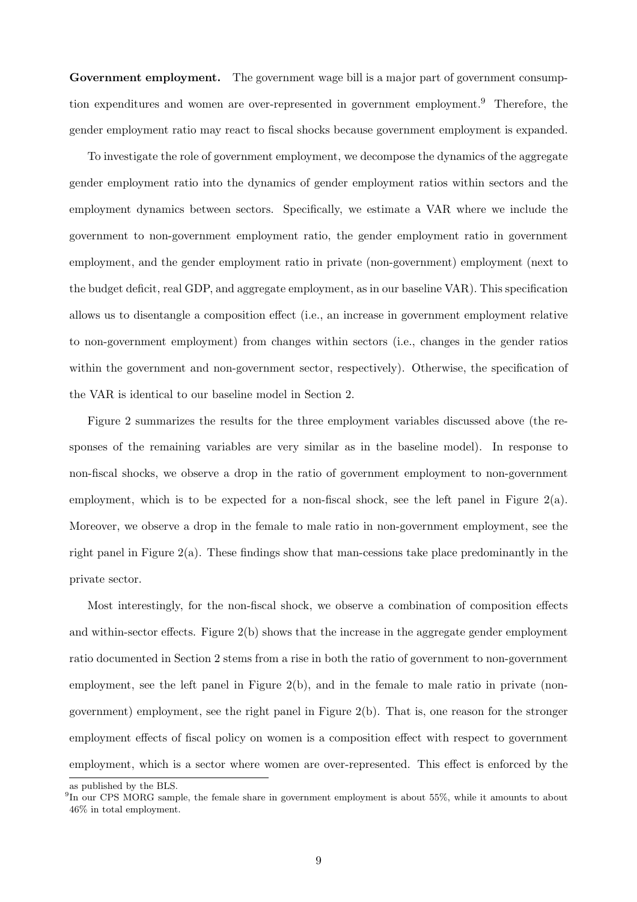**Government employment.** The government wage bill is a major part of government consumption expenditures and women are over-represented in government employment.[9] Therefore, the gender employment ratio may react to fiscal shocks because government employment is expanded.

To investigate the role of government employment, we decompose the dynamics of the aggregate gender employment ratio into the dynamics of gender employment ratios within sectors and the employment dynamics between sectors. Specifically, we estimate a VAR where we include the government to non-government employment ratio, the gender employment ratio in government employment, and the gender employment ratio in private (non-government) employment (next to the budget deficit, real GDP, and aggregate employment, as in our baseline VAR). This specification allows us to disentangle a composition effect (i.e., an increase in government employment relative to non-government employment) from changes within sectors (i.e., changes in the gender ratios within the government and non-government sector, respectively). Otherwise, the specification of the VAR is identical to our baseline model in Section 2.

Figure 2 summarizes the results for the three employment variables discussed above (the responses of the remaining variables are very similar as in the baseline model). In response to non-fiscal shocks, we observe a drop in the ratio of government employment to non-government employment, which is to be expected for a non-fiscal shock, see the left panel in Figure 2(a). Moreover, we observe a drop in the female to male ratio in non-government employment, see the right panel in Figure 2(a). These findings show that man-cessions take place predominantly in the private sector.

Most interestingly, for the non-fiscal shock, we observe a combination of composition effects and within-sector effects. Figure 2(b) shows that the increase in the aggregate gender employment ratio documented in Section 2 stems from a rise in both the ratio of government to non-government employment, see the left panel in Figure 2(b), and in the female to male ratio in private (non-government) employment, see the right panel in Figure 2(b). That is, one reason for the stronger employment effects of fiscal policy on women is a composition effect with respect to government employment, which is a sector where women are over-represented. This effect is enforced by the

as published by the BLS.

[9] In our CPS MORG sample, the female share in government employment is about 55%, while it amounts to about 46% in total employment.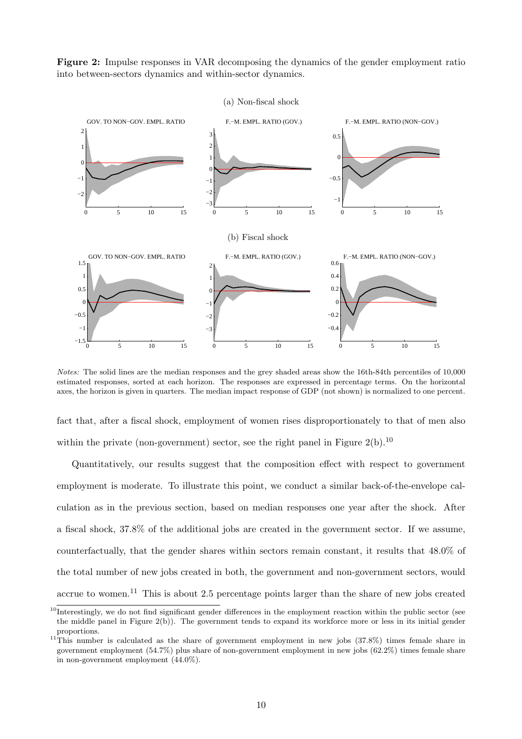**Figure 2:** Impulse responses in VAR decomposing the dynamics of the gender employment ratio into between-sectors dynamics and within-sector dynamics.

*Notes:* The solid lines are the median responses and the grey shaded areas show the 16th-84th percentiles of 10,000 estimated responses, sorted at each horizon. The responses are expressed in percentage terms. On the horizontal axes, the horizon is given in quarters. The median impact response of GDP (not shown) is normalized to one percent.

fact that, after a fiscal shock, employment of women rises disproportionately to that of men also within the private (non-government) sector, see the right panel in Figure 2(b).[10]

Quantitatively, our results suggest that the composition effect with respect to government employment is moderate. To illustrate this point, we conduct a similar back-of-the-envelope calculation as in the previous section, based on median responses one year after the shock. After a fiscal shock, 37.8% of the additional jobs are created in the government sector. If we assume, counterfactually, that the gender shares within sectors remain constant, it results that 48.0% of the total number of new jobs created in both, the government and non-government sectors, would accrue to women.[11] This is about 2.5 percentage points larger than the share of new jobs created

[10] Interestingly, we do not find significant gender differences in the employment reaction within the public sector (see the middle panel in Figure 2(b)). The government tends to expand its workforce more or less in its initial gender proportions.

[11] This number is calculated as the share of government employment in new jobs (37.8%) times female share in government employment (54.7%) plus share of non-government employment in new jobs (62.2%) times female share in non-government employment (44.0%).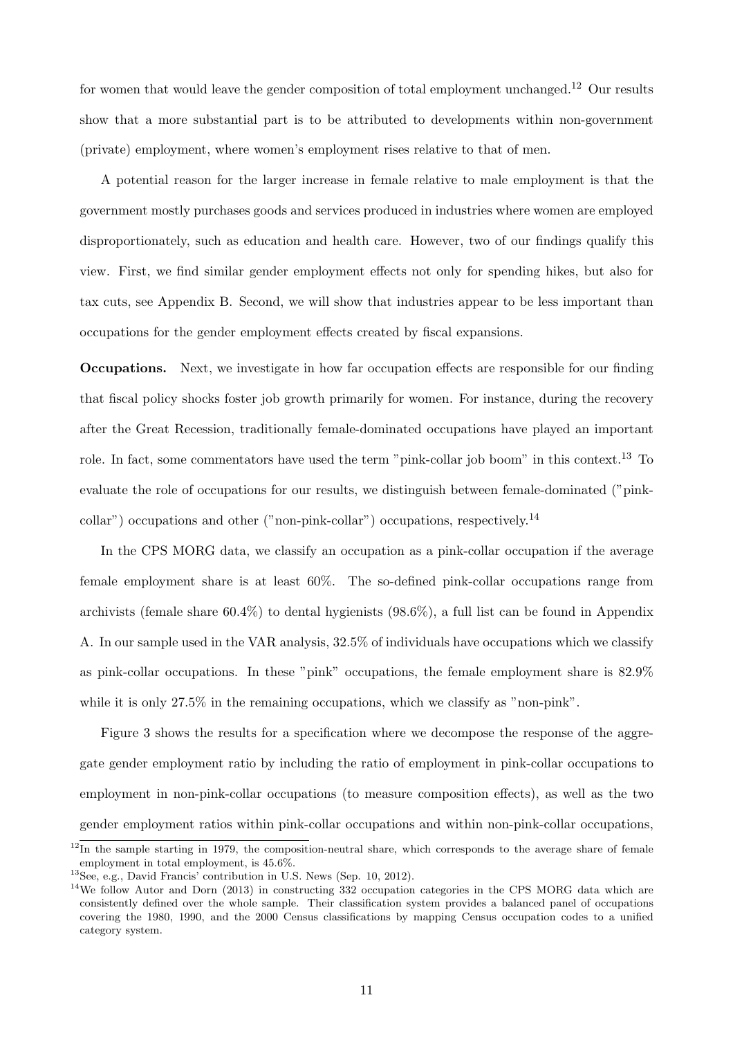for women that would leave the gender composition of total employment unchanged.[12] Our results show that a more substantial part is to be attributed to developments within non-government (private) employment, where women's employment rises relative to that of men.

A potential reason for the larger increase in female relative to male employment is that the government mostly purchases goods and services produced in industries where women are employed disproportionately, such as education and health care. However, two of our findings qualify this view. First, we find similar gender employment effects not only for spending hikes, but also for tax cuts, see Appendix B. Second, we will show that industries appear to be less important than occupations for the gender employment effects created by fiscal expansions.

**Occupations.** Next, we investigate in how far occupation effects are responsible for our finding that fiscal policy shocks foster job growth primarily for women. For instance, during the recovery after the Great Recession, traditionally female-dominated occupations have played an important role. In fact, some commentators have used the term "pink-collar job boom" in this context.[13] To evaluate the role of occupations for our results, we distinguish between female-dominated ("pink-collar") occupations and other ("non-pink-collar") occupations, respectively.[14]

In the CPS MORG data, we classify an occupation as a pink-collar occupation if the average female employment share is at least 60%. The so-defined pink-collar occupations range from archivists (female share 60.4%) to dental hygienists (98.6%), a full list can be found in Appendix A. In our sample used in the VAR analysis, 32.5% of individuals have occupations which we classify as pink-collar occupations. In these "pink" occupations, the female employment share is 82.9% while it is only 27.5% in the remaining occupations, which we classify as "non-pink".

Figure 3 shows the results for a specification where we decompose the response of the aggregate gender employment ratio by including the ratio of employment in pink-collar occupations to employment in non-pink-collar occupations (to measure composition effects), as well as the two gender employment ratios within pink-collar occupations and within non-pink-collar occupations,

[12] In the sample starting in 1979, the composition-neutral share, which corresponds to the average share of female employment in total employment, is 45.6%.

[13] See, e.g., David Francis' contribution in U.S. News (Sep. 10, 2012).

[14] We follow Autor and Dorn (2013) in constructing 332 occupation categories in the CPS MORG data which are consistently defined over the whole sample. Their classification system provides a balanced panel of occupations covering the 1980, 1990, and the 2000 Census classifications by mapping Census occupation codes to a unified category system.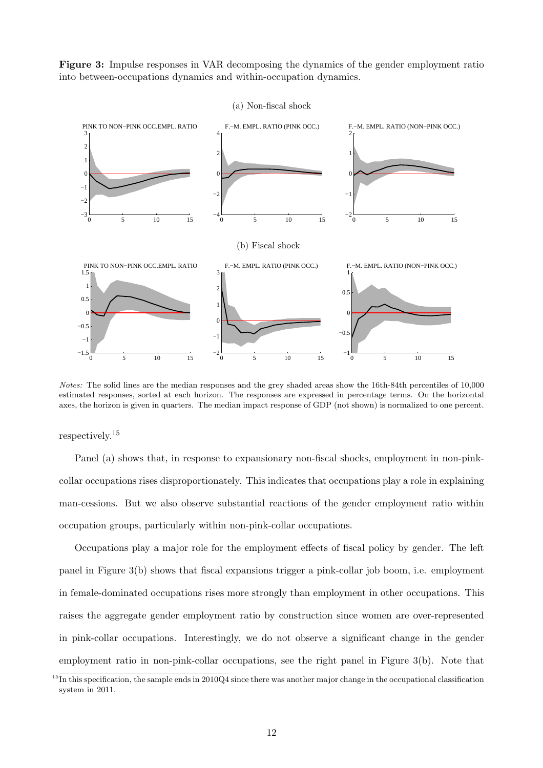**Figure 3:** Impulse responses in VAR decomposing the dynamics of the gender employment ratio into between-occupations dynamics and within-occupation dynamics.

(a) Non-fiscal shock

(b) Fiscal shock

*Notes:* The solid lines are the median responses and the grey shaded areas show the 16th-84th percentiles of 10,000 estimated responses, sorted at each horizon. The responses are expressed in percentage terms. On the horizontal axes, the horizon is given in quarters. The median impact response of GDP (not shown) is normalized to one percent.

respectively.[15]

Panel (a) shows that, in response to expansionary non-fiscal shocks, employment in non-pink-collar occupations rises disproportionately. This indicates that occupations play a role in explaining man-cessions. But we also observe substantial reactions of the gender employment ratio within occupation groups, particularly within non-pink-collar occupations.

Occupations play a major role for the employment effects of fiscal policy by gender. The left panel in Figure 3(b) shows that fiscal expansions trigger a pink-collar job boom, i.e. employment in female-dominated occupations rises more strongly than employment in other occupations. This raises the aggregate gender employment ratio by construction since women are over-represented in pink-collar occupations. Interestingly, we do not observe a significant change in the gender employment ratio in non-pink-collar occupations, see the right panel in Figure 3(b). Note that

[15] In this specification, the sample ends in 2010Q4 since there was another major change in the occupational classification system in 2011.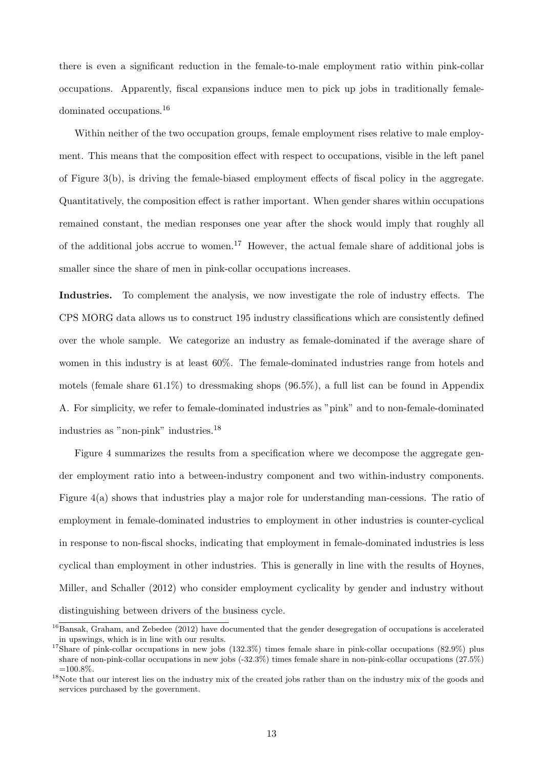there is even a significant reduction in the female-to-male employment ratio within pink-collar occupations. Apparently, fiscal expansions induce men to pick up jobs in traditionally female-dominated occupations.[16]

Within neither of the two occupation groups, female employment rises relative to male employment. This means that the composition effect with respect to occupations, visible in the left panel of Figure 3(b), is driving the female-biased employment effects of fiscal policy in the aggregate. Quantitatively, the composition effect is rather important. When gender shares within occupations remained constant, the median responses one year after the shock would imply that roughly all of the additional jobs accrue to women.[17] However, the actual female share of additional jobs is smaller since the share of men in pink-collar occupations increases.

**Industries.** To complement the analysis, we now investigate the role of industry effects. The CPS MORG data allows us to construct 195 industry classifications which are consistently defined over the whole sample. We categorize an industry as female-dominated if the average share of women in this industry is at least 60%. The female-dominated industries range from hotels and motels (female share 61.1%) to dressmaking shops (96.5%), a full list can be found in Appendix A. For simplicity, we refer to female-dominated industries as "pink" and to non-female-dominated industries as "non-pink" industries.[18]

Figure 4 summarizes the results from a specification where we decompose the aggregate gender employment ratio into a between-industry component and two within-industry components. Figure 4(a) shows that industries play a major role for understanding man-cessions. The ratio of employment in female-dominated industries to employment in other industries is counter-cyclical in response to non-fiscal shocks, indicating that employment in female-dominated industries is less cyclical than employment in other industries. This is generally in line with the results of Hoynes, Miller, and Schaller (2012) who consider employment cyclicality by gender and industry without distinguishing between drivers of the business cycle.

[16] Bansak, Graham, and Zebedee (2012) have documented that the gender desegregation of occupations is accelerated in upswings, which is in line with our results.

[17] Share of pink-collar occupations in new jobs (132.3%) times female share in pink-collar occupations (82.9%) plus share of non-pink-collar occupations in new jobs (-32.3%) times female share in non-pink-collar occupations (27.5%) =100.8%.

[18] Note that our interest lies on the industry mix of the created jobs rather than on the industry mix of the goods and services purchased by the government.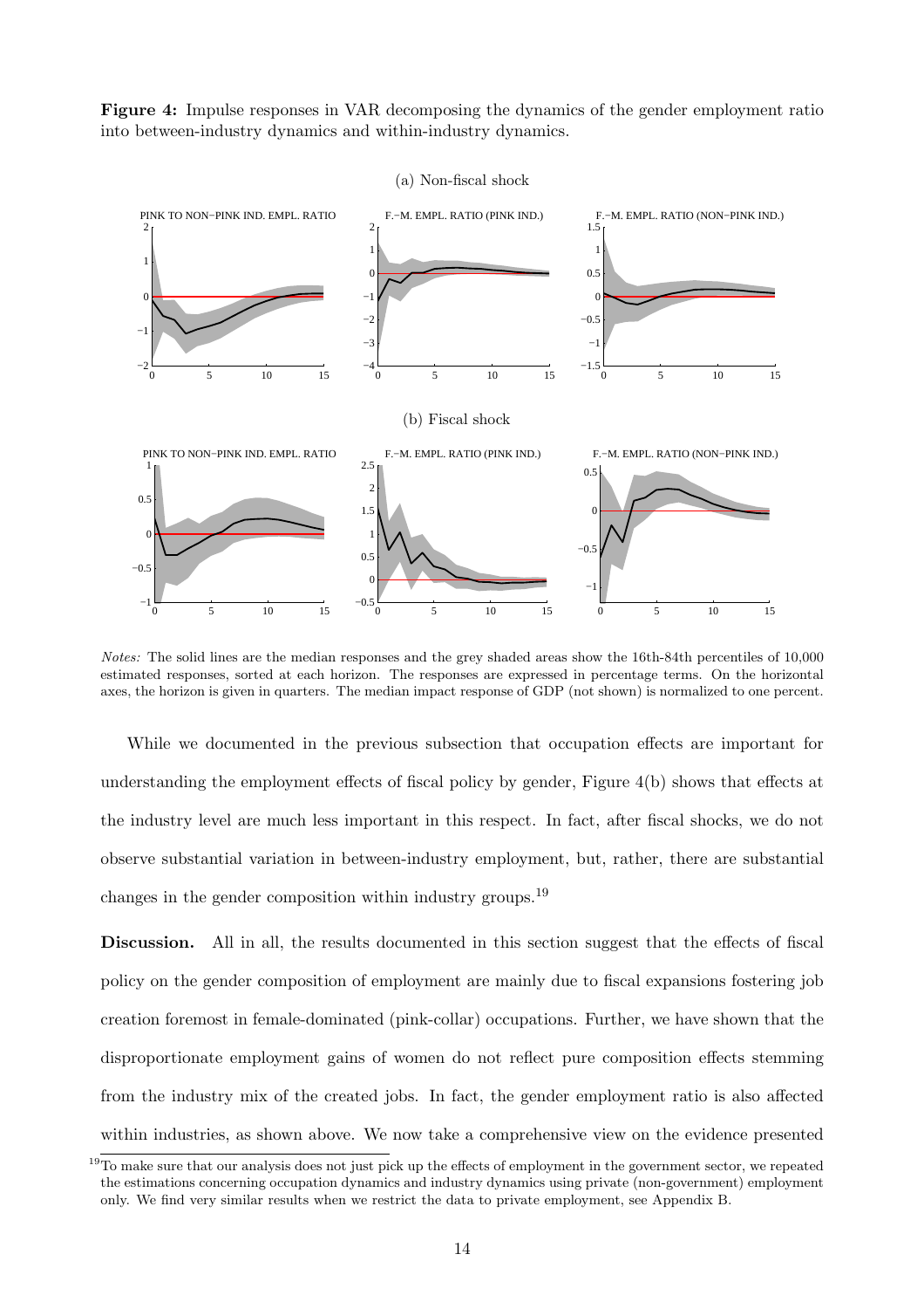**Figure 4:** Impulse responses in VAR decomposing the dynamics of the gender employment ratio into between-industry dynamics and within-industry dynamics.

(a) Non-fiscal shock

(b) Fiscal shock

*Notes:* The solid lines are the median responses and the grey shaded areas show the 16th-84th percentiles of 10,000 estimated responses, sorted at each horizon. The responses are expressed in percentage terms. On the horizontal axes, the horizon is given in quarters. The median impact response of GDP (not shown) is normalized to one percent.

While we documented in the previous subsection that occupation effects are important for understanding the employment effects of fiscal policy by gender, Figure 4(b) shows that effects at the industry level are much less important in this respect. In fact, after fiscal shocks, we do not observe substantial variation in between-industry employment, but, rather, there are substantial changes in the gender composition within industry groups.[19]

**Discussion.** All in all, the results documented in this section suggest that the effects of fiscal policy on the gender composition of employment are mainly due to fiscal expansions fostering job creation foremost in female-dominated (pink-collar) occupations. Further, we have shown that the disproportionate employment gains of women do not reflect pure composition effects stemming from the industry mix of the created jobs. In fact, the gender employment ratio is also affected within industries, as shown above. We now take a comprehensive view on the evidence presented

[19] To make sure that our analysis does not just pick up the effects of employment in the government sector, we repeated the estimations concerning occupation dynamics and industry dynamics using private (non-government) employment only. We find very similar results when we restrict the data to private employment, see Appendix B.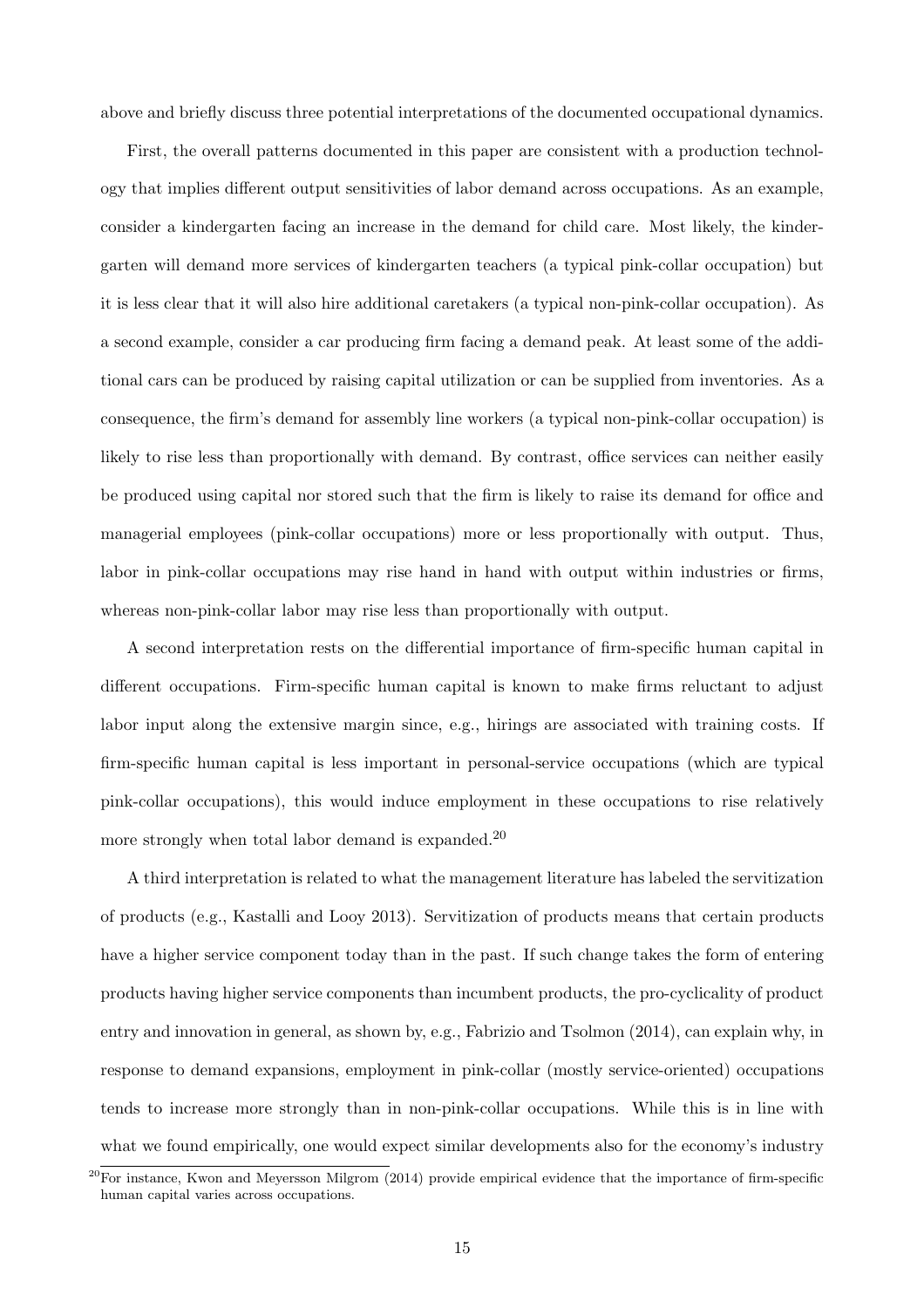above and briefly discuss three potential interpretations of the documented occupational dynamics.

First, the overall patterns documented in this paper are consistent with a production technology that implies different output sensitivities of labor demand across occupations. As an example, consider a kindergarten facing an increase in the demand for child care. Most likely, the kindergarten will demand more services of kindergarten teachers (a typical pink-collar occupation) but it is less clear that it will also hire additional caretakers (a typical non-pink-collar occupation). As a second example, consider a car producing firm facing a demand peak. At least some of the additional cars can be produced by raising capital utilization or can be supplied from inventories. As a consequence, the firm's demand for assembly line workers (a typical non-pink-collar occupation) is likely to rise less than proportionally with demand. By contrast, office services can neither easily be produced using capital nor stored such that the firm is likely to raise its demand for office and managerial employees (pink-collar occupations) more or less proportionally with output. Thus, labor in pink-collar occupations may rise hand in hand with output within industries or firms, whereas non-pink-collar labor may rise less than proportionally with output.

A second interpretation rests on the differential importance of firm-specific human capital in different occupations. Firm-specific human capital is known to make firms reluctant to adjust labor input along the extensive margin since, e.g., hirings are associated with training costs. If firm-specific human capital is less important in personal-service occupations (which are typical pink-collar occupations), this would induce employment in these occupations to rise relatively more strongly when total labor demand is expanded.[20]

A third interpretation is related to what the management literature has labeled the servitization of products (e.g., Kastalli and Looy 2013). Servitization of products means that certain products have a higher service component today than in the past. If such change takes the form of entering products having higher service components than incumbent products, the pro-cyclicality of product entry and innovation in general, as shown by, e.g., Fabrizio and Tsolmon (2014), can explain why, in response to demand expansions, employment in pink-collar (mostly service-oriented) occupations tends to increase more strongly than in non-pink-collar occupations. While this is in line with what we found empirically, one would expect similar developments also for the economy's industry

[20] For instance, Kwon and Meyersson Milgrom (2014) provide empirical evidence that the importance of firm-specific human capital varies across occupations.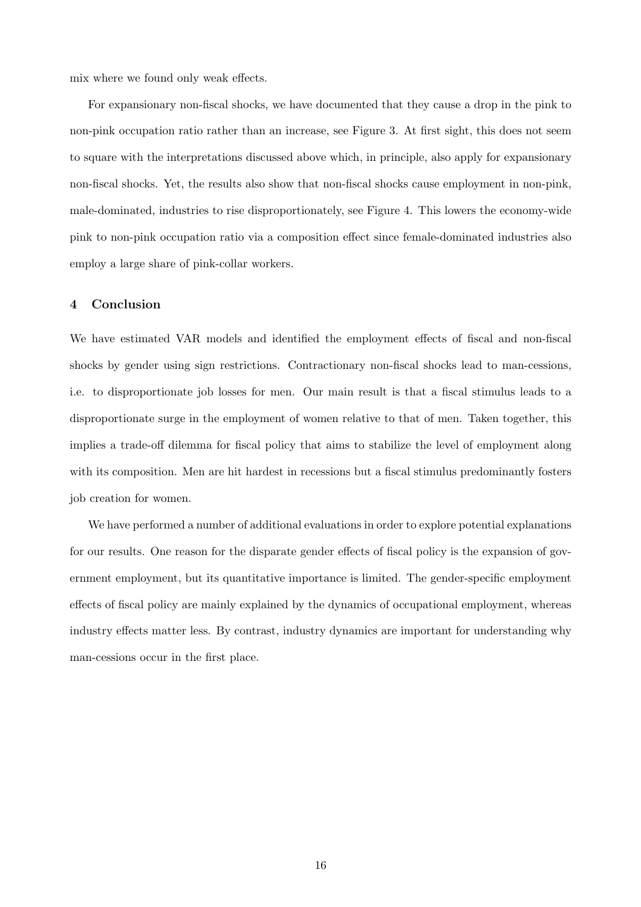mix where we found only weak effects.

For expansionary non-fiscal shocks, we have documented that they cause a drop in the pink to non-pink occupation ratio rather than an increase, see Figure 3. At first sight, this does not seem to square with the interpretations discussed above which, in principle, also apply for expansionary non-fiscal shocks. Yet, the results also show that non-fiscal shocks cause employment in non-pink, male-dominated, industries to rise disproportionately, see Figure 4. This lowers the economy-wide pink to non-pink occupation ratio via a composition effect since female-dominated industries also employ a large share of pink-collar workers.

## 4 Conclusion

We have estimated VAR models and identified the employment effects of fiscal and non-fiscal shocks by gender using sign restrictions. Contractionary non-fiscal shocks lead to man-cessions, i.e. to disproportionate job losses for men. Our main result is that a fiscal stimulus leads to a disproportionate surge in the employment of women relative to that of men. Taken together, this implies a trade-off dilemma for fiscal policy that aims to stabilize the level of employment along with its composition. Men are hit hardest in recessions but a fiscal stimulus predominantly fosters job creation for women.

We have performed a number of additional evaluations in order to explore potential explanations for our results. One reason for the disparate gender effects of fiscal policy is the expansion of government employment, but its quantitative importance is limited. The gender-specific employment effects of fiscal policy are mainly explained by the dynamics of occupational employment, whereas industry effects matter less. By contrast, industry dynamics are important for understanding why man-cessions occur in the first place.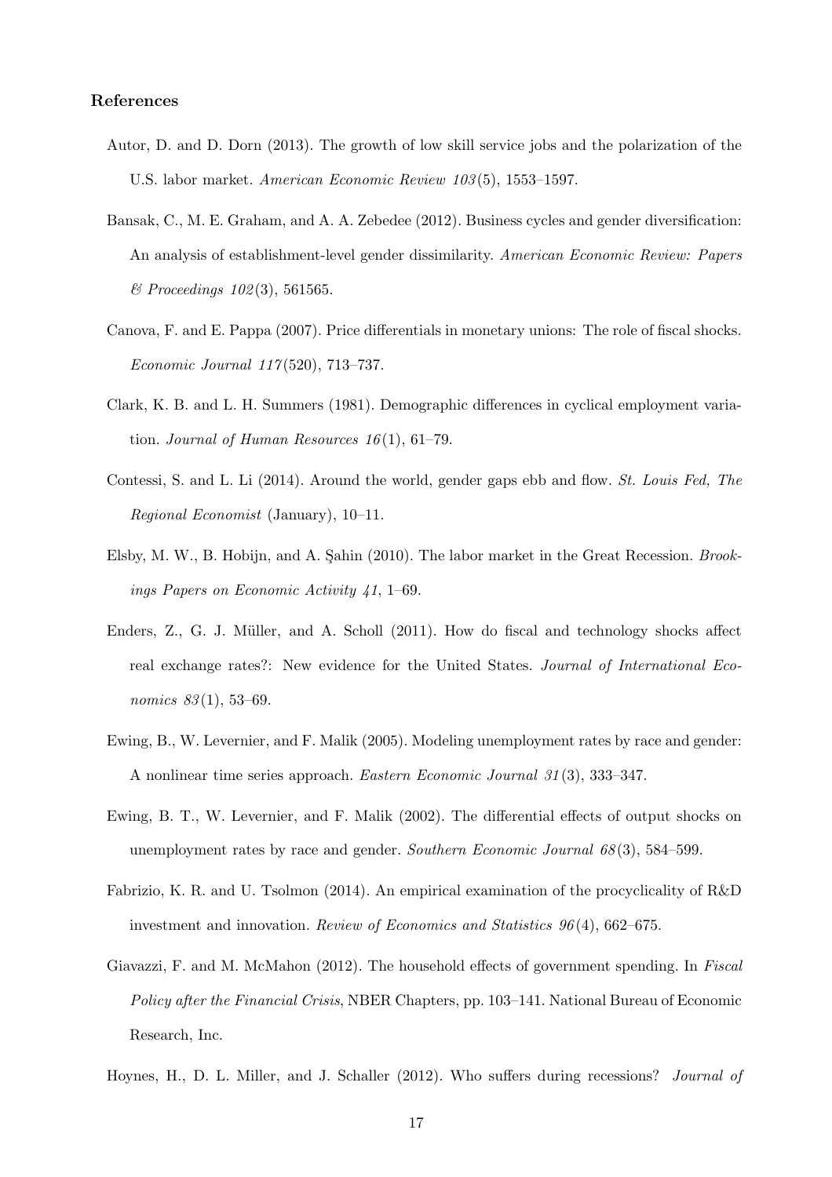### References

Autor, D. and D. Dorn (2013). The growth of low skill service jobs and the polarization of the U.S. labor market. *American Economic Review 103*(5), 1553–1597.

Bansak, C., M. E. Graham, and A. A. Zebedee (2012). Business cycles and gender diversification: An analysis of establishment-level gender dissimilarity. *American Economic Review: Papers & Proceedings 102*(3), 561565.

Canova, F. and E. Pappa (2007). Price differentials in monetary unions: The role of fiscal shocks. *Economic Journal 117*(520), 713–737.

Clark, K. B. and L. H. Summers (1981). Demographic differences in cyclical employment variation. *Journal of Human Resources 16*(1), 61–79.

Contessi, S. and L. Li (2014). Around the world, gender gaps ebb and flow. *St. Louis Fed, The Regional Economist* (January), 10–11.

Elsby, M. W., B. Hobijn, and A. Şahin (2010). The labor market in the Great Recession. *Brookings Papers on Economic Activity 41*, 1–69.

Enders, Z., G. J. Müller, and A. Scholl (2011). How do fiscal and technology shocks affect real exchange rates?: New evidence for the United States. *Journal of International Economics 83*(1), 53–69.

Ewing, B., W. Levernier, and F. Malik (2005). Modeling unemployment rates by race and gender: A nonlinear time series approach. *Eastern Economic Journal 31*(3), 333–347.

Ewing, B. T., W. Levernier, and F. Malik (2002). The differential effects of output shocks on unemployment rates by race and gender. *Southern Economic Journal 68*(3), 584–599.

Fabrizio, K. R. and U. Tsolmon (2014). An empirical examination of the procyclicality of R&D investment and innovation. *Review of Economics and Statistics 96*(4), 662–675.

Giavazzi, F. and M. McMahon (2012). The household effects of government spending. In *Fiscal Policy after the Financial Crisis*, NBER Chapters, pp. 103–141. National Bureau of Economic Research, Inc.

Hoynes, H., D. L. Miller, and J. Schaller (2012). Who suffers during recessions? *Journal of*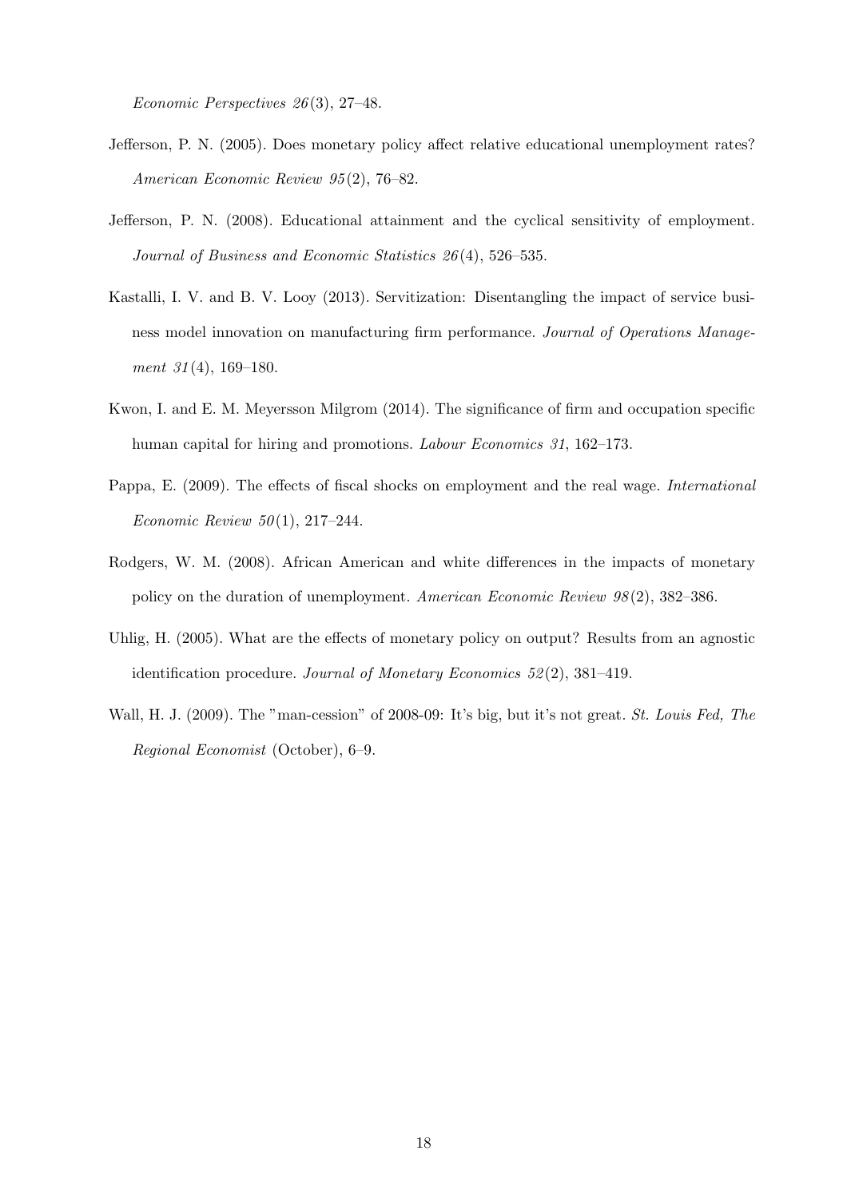*Economic Perspectives 26*(3), 27–48.

Jefferson, P. N. (2005). Does monetary policy affect relative educational unemployment rates? *American Economic Review 95*(2), 76–82.

Jefferson, P. N. (2008). Educational attainment and the cyclical sensitivity of employment. *Journal of Business and Economic Statistics 26*(4), 526–535.

Kastalli, I. V. and B. V. Looy (2013). Servitization: Disentangling the impact of service business model innovation on manufacturing firm performance. *Journal of Operations Management 31*(4), 169–180.

Kwon, I. and E. M. Meyersson Milgrom (2014). The significance of firm and occupation specific human capital for hiring and promotions. *Labour Economics 31*, 162–173.

Pappa, E. (2009). The effects of fiscal shocks on employment and the real wage. *International Economic Review 50*(1), 217–244.

Rodgers, W. M. (2008). African American and white differences in the impacts of monetary policy on the duration of unemployment. *American Economic Review 98*(2), 382–386.

Uhlig, H. (2005). What are the effects of monetary policy on output? Results from an agnostic identification procedure. *Journal of Monetary Economics 52*(2), 381–419.

Wall, H. J. (2009). The "man-cession" of 2008-09: It's big, but it's not great. *St. Louis Fed, The Regional Economist* (October), 6–9.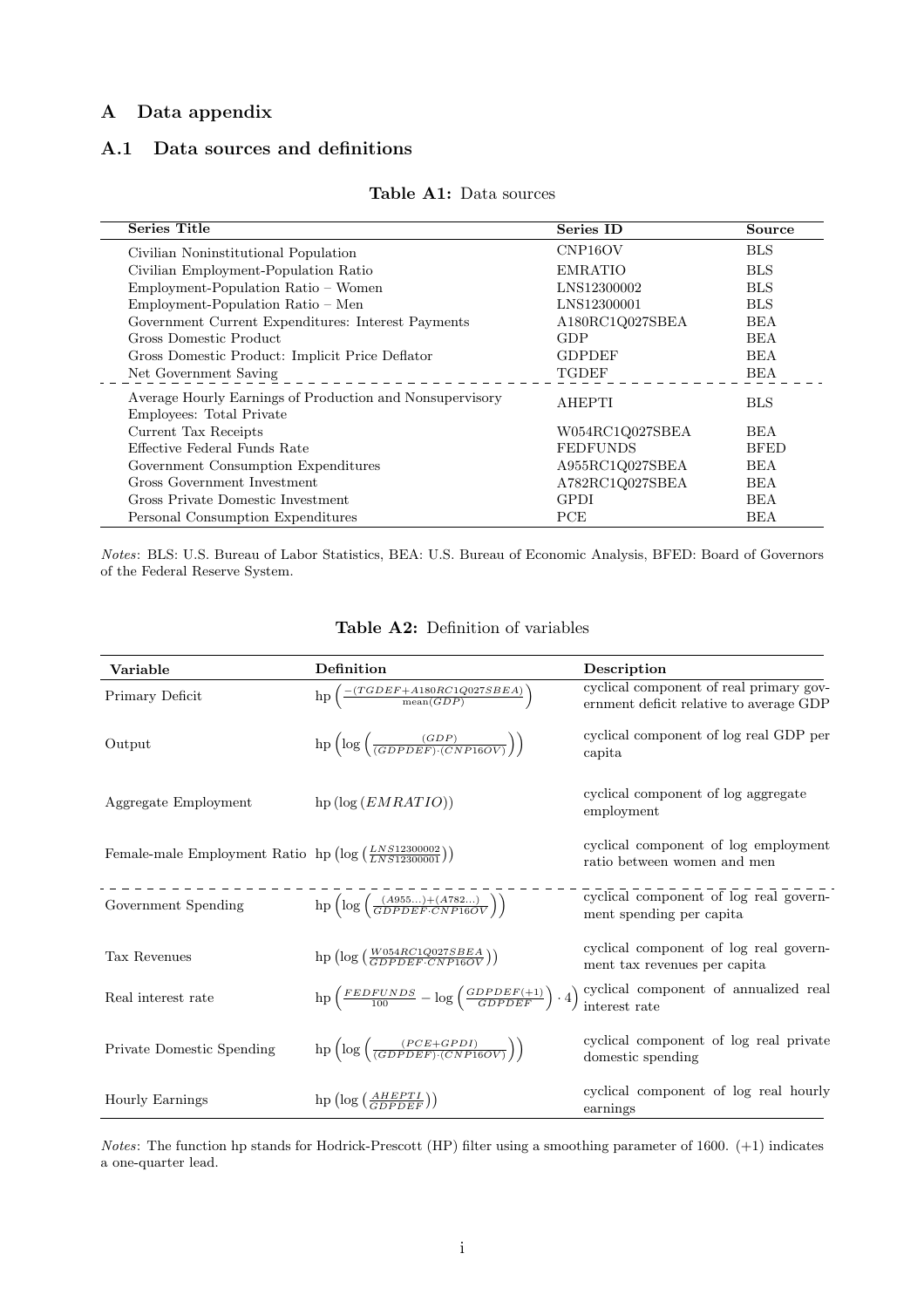# A Data appendix

## A.1 Data sources and definitions

**Table A1:** Data sources

| Series Title | Series ID | Source |
|---|---|---|
| Civilian Noninstitutional Population | CNP16OV | BLS |
| Civilian Employment-Population Ratio | EMRATIO | BLS |
| Employment-Population Ratio – Women | LNS12300002 | BLS |
| Employment-Population Ratio – Men | LNS12300001 | BLS |
| Government Current Expenditures: Interest Payments | A180RC1Q027SBEA | BEA |
| Gross Domestic Product | GDP | BEA |
| Gross Domestic Product: Implicit Price Deflator | GDPDEF | BEA |
| Net Government Saving | TGDEF | BEA |
| Average Hourly Earnings of Production and Nonsupervisory Employees: Total Private | AHEPTI | BLS |
| Current Tax Receipts | W054RC1Q027SBEA | BEA |
| Effective Federal Funds Rate | FEDFUNDS | BFED |
| Government Consumption Expenditures | A955RC1Q027SBEA | BEA |
| Gross Government Investment | A782RC1Q027SBEA | BEA |
| Gross Private Domestic Investment | GPDI | BEA |
| Personal Consumption Expenditures | PCE | BEA |

*Notes*: BLS: U.S. Bureau of Labor Statistics, BEA: U.S. Bureau of Economic Analysis, BFED: Board of Governors of the Federal Reserve System.

**Table A2:** Definition of variables

| Variable | Definition | Description |
|---|---|---|
| Primary Deficit | $\text{hp}\left(\frac{-(TGDEF+A180RC1Q027SBEA)}{\text{mean}(GDP)}\right)$ | cyclical component of real primary government deficit relative to average GDP |
| Output | $\text{hp}\left(\log\left(\frac{(GDP)}{(GDPDEF)\cdot(CNP16OV)}\right)\right)$ | cyclical component of log real GDP per capita |
| Aggregate Employment | $\text{hp}\left(\log\left(EMRATIO\right)\right)$ | cyclical component of log aggregate employment |
| Female-male Employment Ratio | $\text{hp}\left(\log\left(\frac{LNS12300002}{LNS12300001}\right)\right)$ | cyclical component of log employment ratio between women and men |
| Government Spending | $\text{hp}\left(\log\left(\frac{(A955...)+(A782...)}{GDPDEF\cdot CNP16OV}\right)\right)$ | cyclical component of log real government spending per capita |
| Tax Revenues | $\text{hp}\left(\log\left(\frac{W054RC1Q027SBEA}{GDPDEF\cdot CNP16OV}\right)\right)$ | cyclical component of log real government tax revenues per capita |
| Real interest rate | $\text{hp}\left(\frac{FEDFUNDS}{100}-\log\left(\frac{GDPDEF(+1)}{GDPDEF}\right)\cdot 4\right)$ | cyclical component of annualized real interest rate |
| Private Domestic Spending | $\text{hp}\left(\log\left(\frac{(PCE+GPDI)}{(GDPDEF)\cdot(CNP16OV)}\right)\right)$ | cyclical component of log real private domestic spending |
| Hourly Earnings | $\text{hp}\left(\log\left(\frac{AHEPTI}{GDPDEF}\right)\right)$ | cyclical component of log real hourly earnings |

*Notes*: The function hp stands for Hodrick-Prescott (HP) filter using a smoothing parameter of 1600. (+1) indicates a one-quarter lead.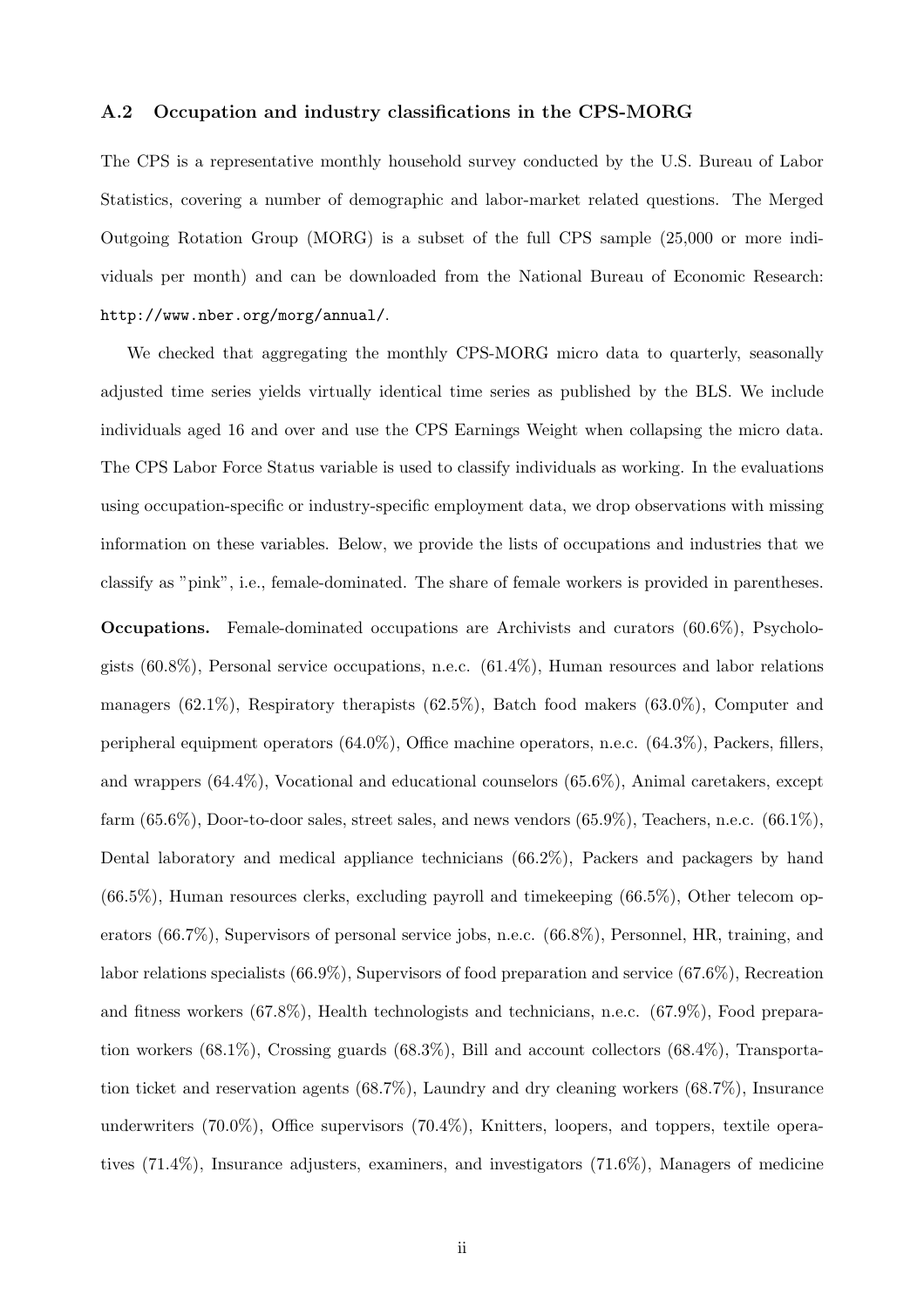### A.2 Occupation and industry classifications in the CPS-MORG

The CPS is a representative monthly household survey conducted by the U.S. Bureau of Labor Statistics, covering a number of demographic and labor-market related questions. The Merged Outgoing Rotation Group (MORG) is a subset of the full CPS sample (25,000 or more individuals per month) and can be downloaded from the National Bureau of Economic Research: `http://www.nber.org/morg/annual/`.

We checked that aggregating the monthly CPS-MORG micro data to quarterly, seasonally adjusted time series yields virtually identical time series as published by the BLS. We include individuals aged 16 and over and use the CPS Earnings Weight when collapsing the micro data. The CPS Labor Force Status variable is used to classify individuals as working. In the evaluations using occupation-specific or industry-specific employment data, we drop observations with missing information on these variables. Below, we provide the lists of occupations and industries that we classify as "pink", i.e., female-dominated. The share of female workers is provided in parentheses.

**Occupations.** Female-dominated occupations are Archivists and curators (60.6%), Psychologists (60.8%), Personal service occupations, n.e.c. (61.4%), Human resources and labor relations managers (62.1%), Respiratory therapists (62.5%), Batch food makers (63.0%), Computer and peripheral equipment operators (64.0%), Office machine operators, n.e.c. (64.3%), Packers, fillers, and wrappers (64.4%), Vocational and educational counselors (65.6%), Animal caretakers, except farm (65.6%), Door-to-door sales, street sales, and news vendors (65.9%), Teachers, n.e.c. (66.1%), Dental laboratory and medical appliance technicians (66.2%), Packers and packagers by hand (66.5%), Human resources clerks, excluding payroll and timekeeping (66.5%), Other telecom operators (66.7%), Supervisors of personal service jobs, n.e.c. (66.8%), Personnel, HR, training, and labor relations specialists (66.9%), Supervisors of food preparation and service (67.6%), Recreation and fitness workers (67.8%), Health technologists and technicians, n.e.c. (67.9%), Food preparation workers (68.1%), Crossing guards (68.3%), Bill and account collectors (68.4%), Transportation ticket and reservation agents (68.7%), Laundry and dry cleaning workers (68.7%), Insurance underwriters (70.0%), Office supervisors (70.4%), Knitters, loopers, and toppers, textile operatives (71.4%), Insurance adjusters, examiners, and investigators (71.6%), Managers of medicine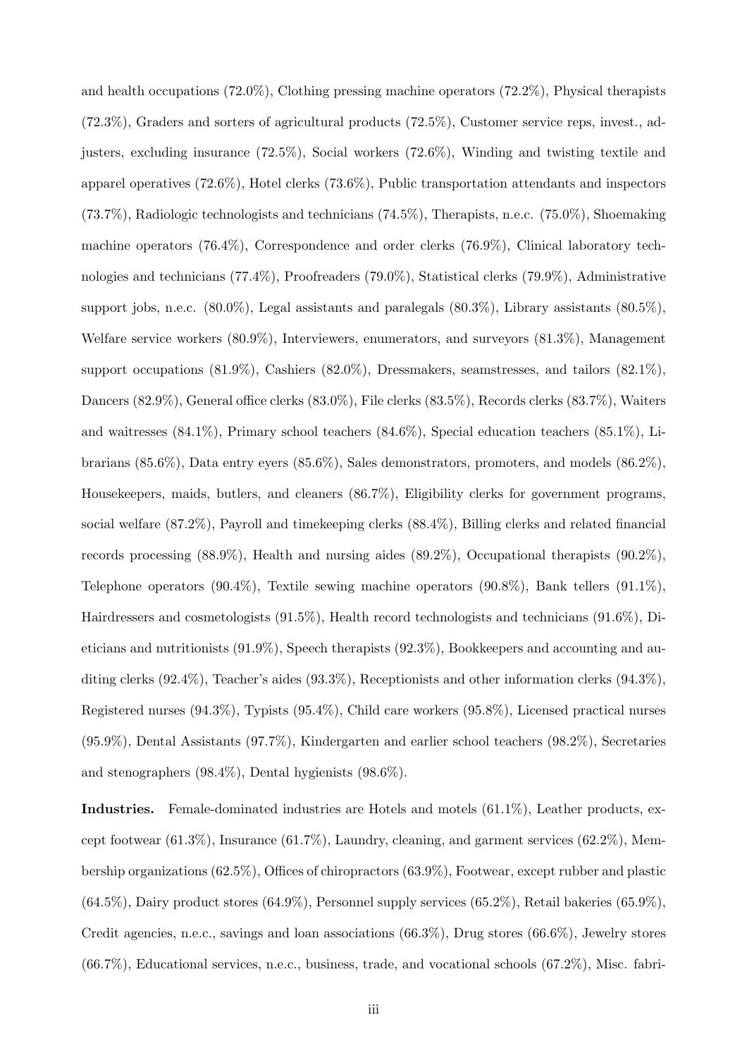and health occupations (72.0%), Clothing pressing machine operators (72.2%), Physical therapists (72.3%), Graders and sorters of agricultural products (72.5%), Customer service reps, invest., adjusters, excluding insurance (72.5%), Social workers (72.6%), Winding and twisting textile and apparel operatives (72.6%), Hotel clerks (73.6%), Public transportation attendants and inspectors (73.7%), Radiologic technologists and technicians (74.5%), Therapists, n.e.c. (75.0%), Shoemaking machine operators (76.4%), Correspondence and order clerks (76.9%), Clinical laboratory technologies and technicians (77.4%), Proofreaders (79.0%), Statistical clerks (79.9%), Administrative support jobs, n.e.c. (80.0%), Legal assistants and paralegals (80.3%), Library assistants (80.5%), Welfare service workers (80.9%), Interviewers, enumerators, and surveyors (81.3%), Management support occupations (81.9%), Cashiers (82.0%), Dressmakers, seamstresses, and tailors (82.1%), Dancers (82.9%), General office clerks (83.0%), File clerks (83.5%), Records clerks (83.7%), Waiters and waitresses (84.1%), Primary school teachers (84.6%), Special education teachers (85.1%), Librarians (85.6%), Data entry eyers (85.6%), Sales demonstrators, promoters, and models (86.2%), Housekeepers, maids, butlers, and cleaners (86.7%), Eligibility clerks for government programs, social welfare (87.2%), Payroll and timekeeping clerks (88.4%), Billing clerks and related financial records processing (88.9%), Health and nursing aides (89.2%), Occupational therapists (90.2%), Telephone operators (90.4%), Textile sewing machine operators (90.8%), Bank tellers (91.1%), Hairdressers and cosmetologists (91.5%), Health record technologists and technicians (91.6%), Dieticians and nutritionists (91.9%), Speech therapists (92.3%), Bookkeepers and accounting and auditing clerks (92.4%), Teacher's aides (93.3%), Receptionists and other information clerks (94.3%), Registered nurses (94.3%), Typists (95.4%), Child care workers (95.8%), Licensed practical nurses (95.9%), Dental Assistants (97.7%), Kindergarten and earlier school teachers (98.2%), Secretaries and stenographers (98.4%), Dental hygienists (98.6%).

**Industries.** Female-dominated industries are Hotels and motels (61.1%), Leather products, except footwear (61.3%), Insurance (61.7%), Laundry, cleaning, and garment services (62.2%), Membership organizations (62.5%), Offices of chiropractors (63.9%), Footwear, except rubber and plastic (64.5%), Dairy product stores (64.9%), Personnel supply services (65.2%), Retail bakeries (65.9%), Credit agencies, n.e.c., savings and loan associations (66.3%), Drug stores (66.6%), Jewelry stores (66.7%), Educational services, n.e.c., business, trade, and vocational schools (67.2%), Misc. fabri-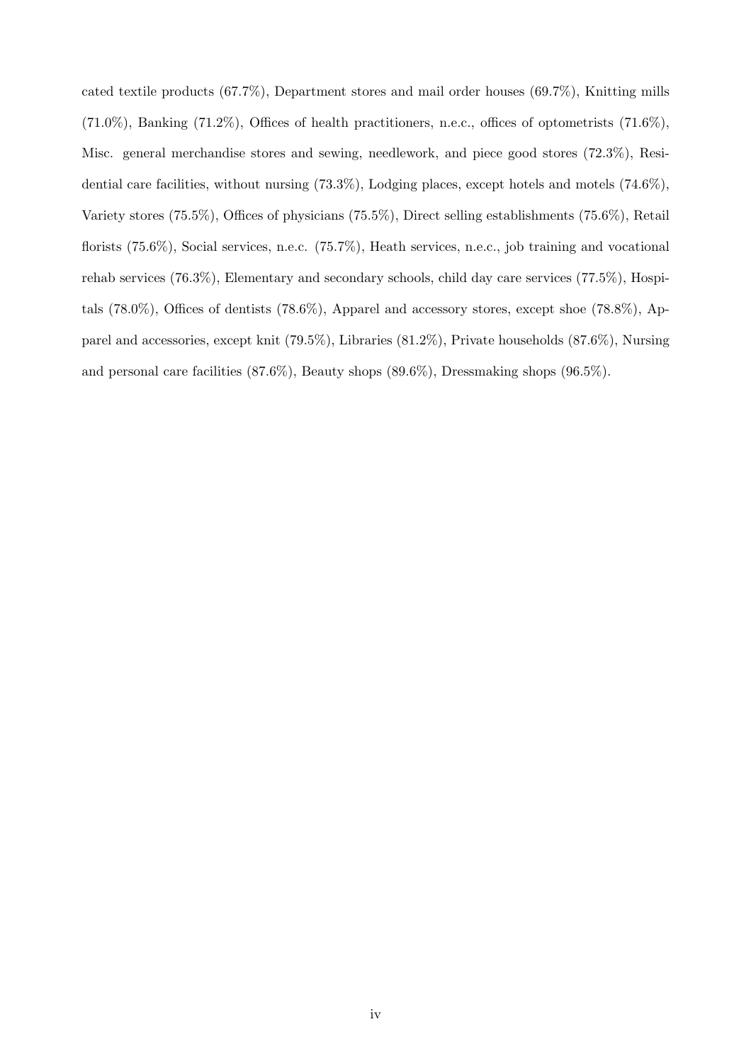cated textile products (67.7%), Department stores and mail order houses (69.7%), Knitting mills (71.0%), Banking (71.2%), Offices of health practitioners, n.e.c., offices of optometrists (71.6%), Misc. general merchandise stores and sewing, needlework, and piece good stores (72.3%), Residential care facilities, without nursing (73.3%), Lodging places, except hotels and motels (74.6%), Variety stores (75.5%), Offices of physicians (75.5%), Direct selling establishments (75.6%), Retail florists (75.6%), Social services, n.e.c. (75.7%), Heath services, n.e.c., job training and vocational rehab services (76.3%), Elementary and secondary schools, child day care services (77.5%), Hospitals (78.0%), Offices of dentists (78.6%), Apparel and accessory stores, except shoe (78.8%), Apparel and accessories, except knit (79.5%), Libraries (81.2%), Private households (87.6%), Nursing and personal care facilities (87.6%), Beauty shops (89.6%), Dressmaking shops (96.5%).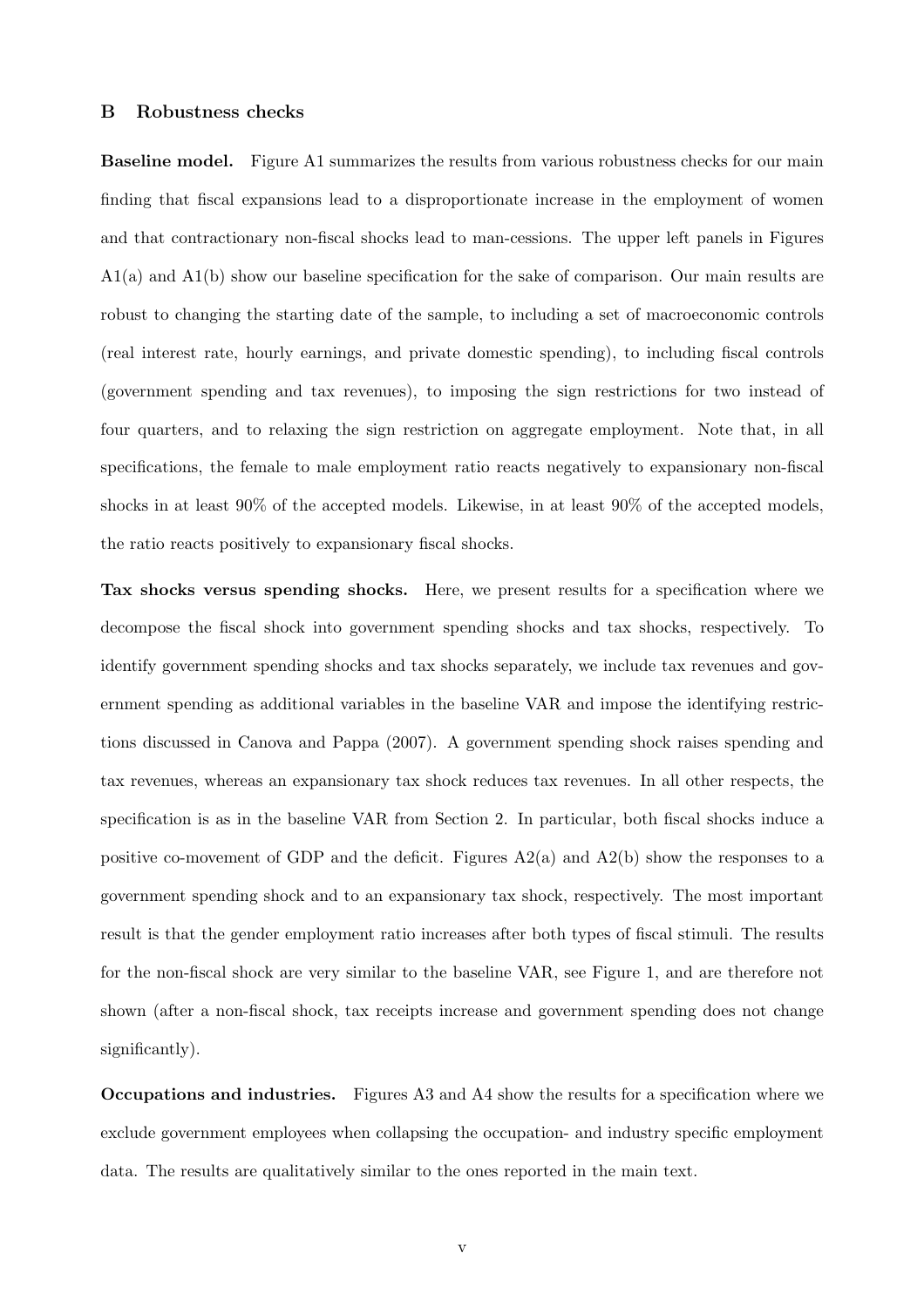## B Robustness checks

**Baseline model.** Figure A1 summarizes the results from various robustness checks for our main finding that fiscal expansions lead to a disproportionate increase in the employment of women and that contractionary non-fiscal shocks lead to man-cessions. The upper left panels in Figures A1(a) and A1(b) show our baseline specification for the sake of comparison. Our main results are robust to changing the starting date of the sample, to including a set of macroeconomic controls (real interest rate, hourly earnings, and private domestic spending), to including fiscal controls (government spending and tax revenues), to imposing the sign restrictions for two instead of four quarters, and to relaxing the sign restriction on aggregate employment. Note that, in all specifications, the female to male employment ratio reacts negatively to expansionary non-fiscal shocks in at least 90% of the accepted models. Likewise, in at least 90% of the accepted models, the ratio reacts positively to expansionary fiscal shocks.

**Tax shocks versus spending shocks.** Here, we present results for a specification where we decompose the fiscal shock into government spending shocks and tax shocks, respectively. To identify government spending shocks and tax shocks separately, we include tax revenues and government spending as additional variables in the baseline VAR and impose the identifying restrictions discussed in Canova and Pappa (2007). A government spending shock raises spending and tax revenues, whereas an expansionary tax shock reduces tax revenues. In all other respects, the specification is as in the baseline VAR from Section 2. In particular, both fiscal shocks induce a positive co-movement of GDP and the deficit. Figures A2(a) and A2(b) show the responses to a government spending shock and to an expansionary tax shock, respectively. The most important result is that the gender employment ratio increases after both types of fiscal stimuli. The results for the non-fiscal shock are very similar to the baseline VAR, see Figure 1, and are therefore not shown (after a non-fiscal shock, tax receipts increase and government spending does not change significantly).

**Occupations and industries.** Figures A3 and A4 show the results for a specification where we exclude government employees when collapsing the occupation- and industry specific employment data. The results are qualitatively similar to the ones reported in the main text.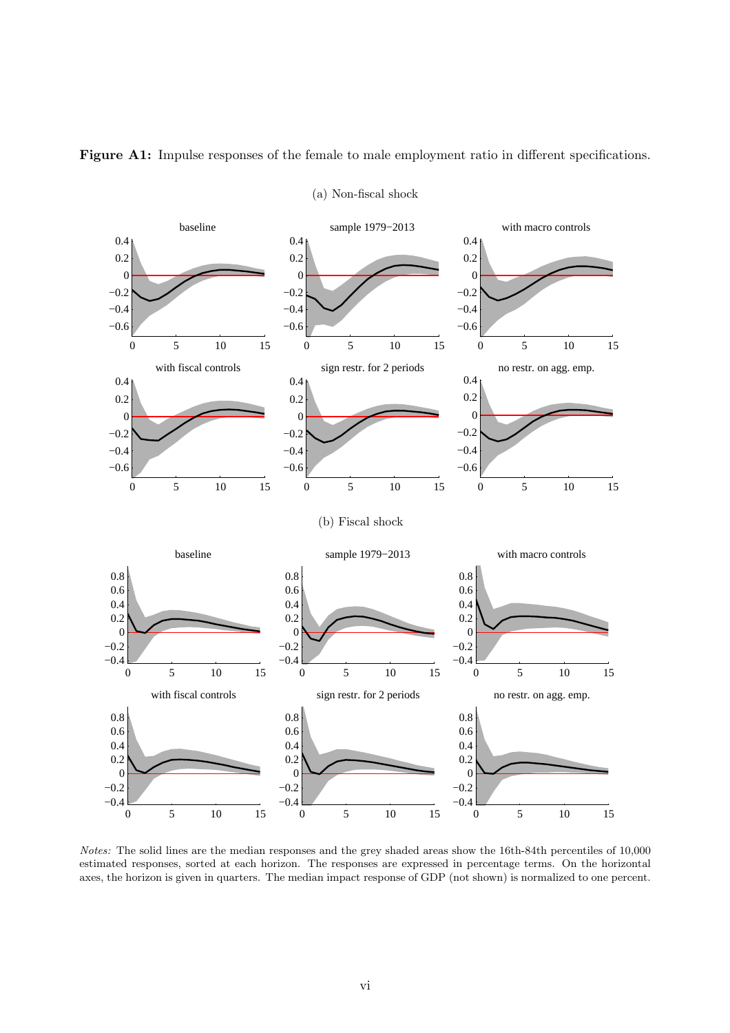**Figure A1:** Impulse responses of the female to male employment ratio in different specifications.

(a) Non-fiscal shock

(b) Fiscal shock

*Notes:* The solid lines are the median responses and the grey shaded areas show the 16th-84th percentiles of 10,000 estimated responses, sorted at each horizon. The responses are expressed in percentage terms. On the horizontal axes, the horizon is given in quarters. The median impact response of GDP (not shown) is normalized to one percent.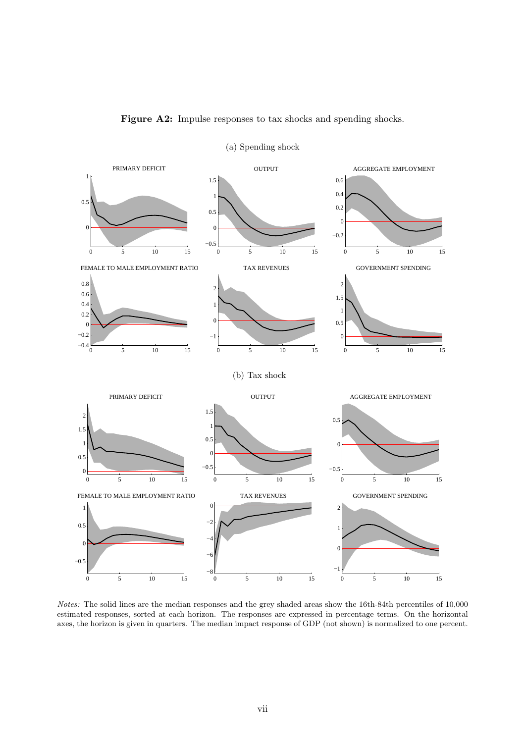**Figure A2:** Impulse responses to tax shocks and spending shocks.

(a) Spending shock

(b) Tax shock

*Notes:* The solid lines are the median responses and the grey shaded areas show the 16th-84th percentiles of 10,000 estimated responses, sorted at each horizon. The responses are expressed in percentage terms. On the horizontal axes, the horizon is given in quarters. The median impact response of GDP (not shown) is normalized to one percent.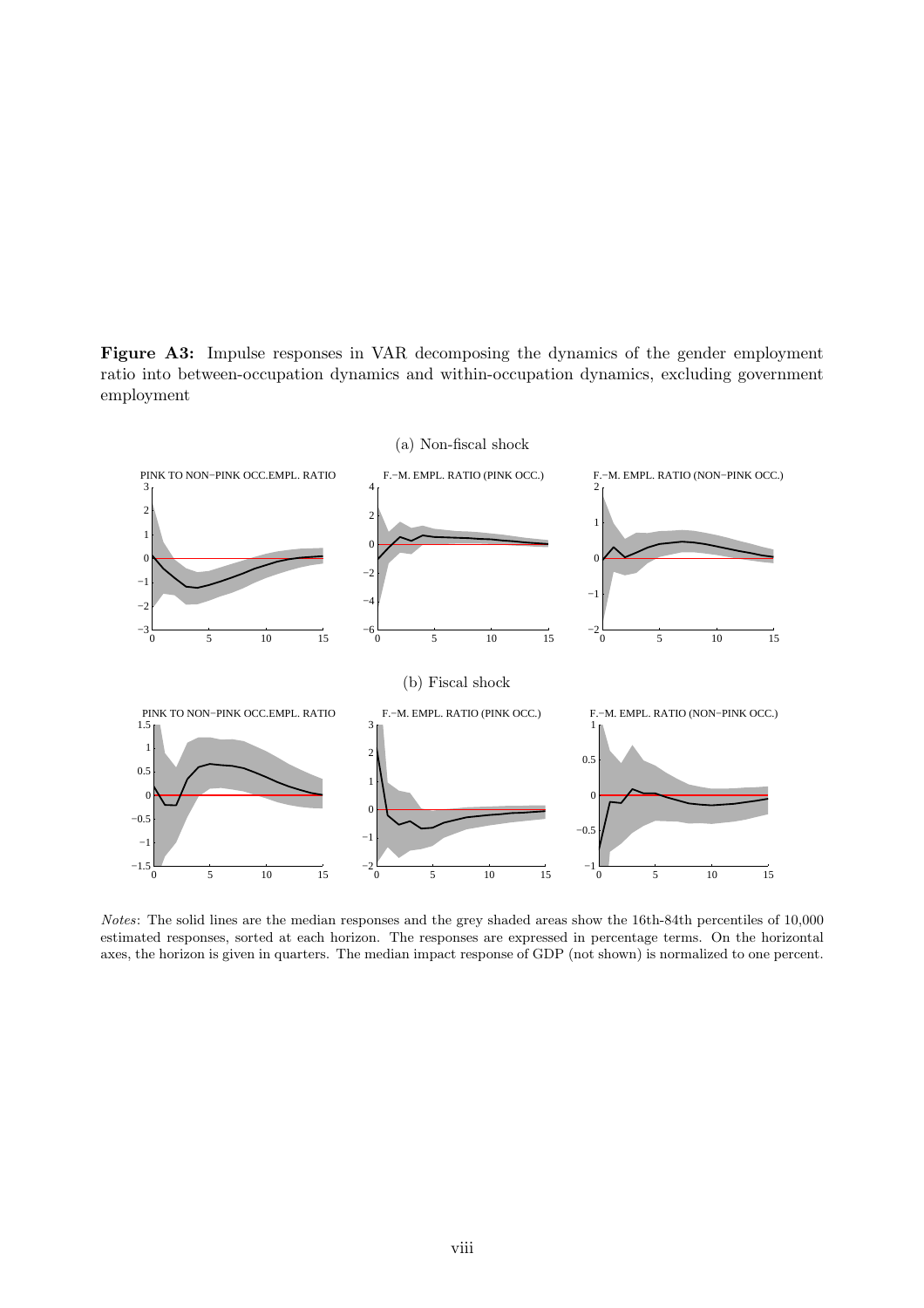**Figure A3:** Impulse responses in VAR decomposing the dynamics of the gender employment ratio into between-occupation dynamics and within-occupation dynamics, excluding government employment

(a) Non-fiscal shock

(b) Fiscal shock

*Notes*: The solid lines are the median responses and the grey shaded areas show the 16th-84th percentiles of 10,000 estimated responses, sorted at each horizon. The responses are expressed in percentage terms. On the horizontal axes, the horizon is given in quarters. The median impact response of GDP (not shown) is normalized to one percent.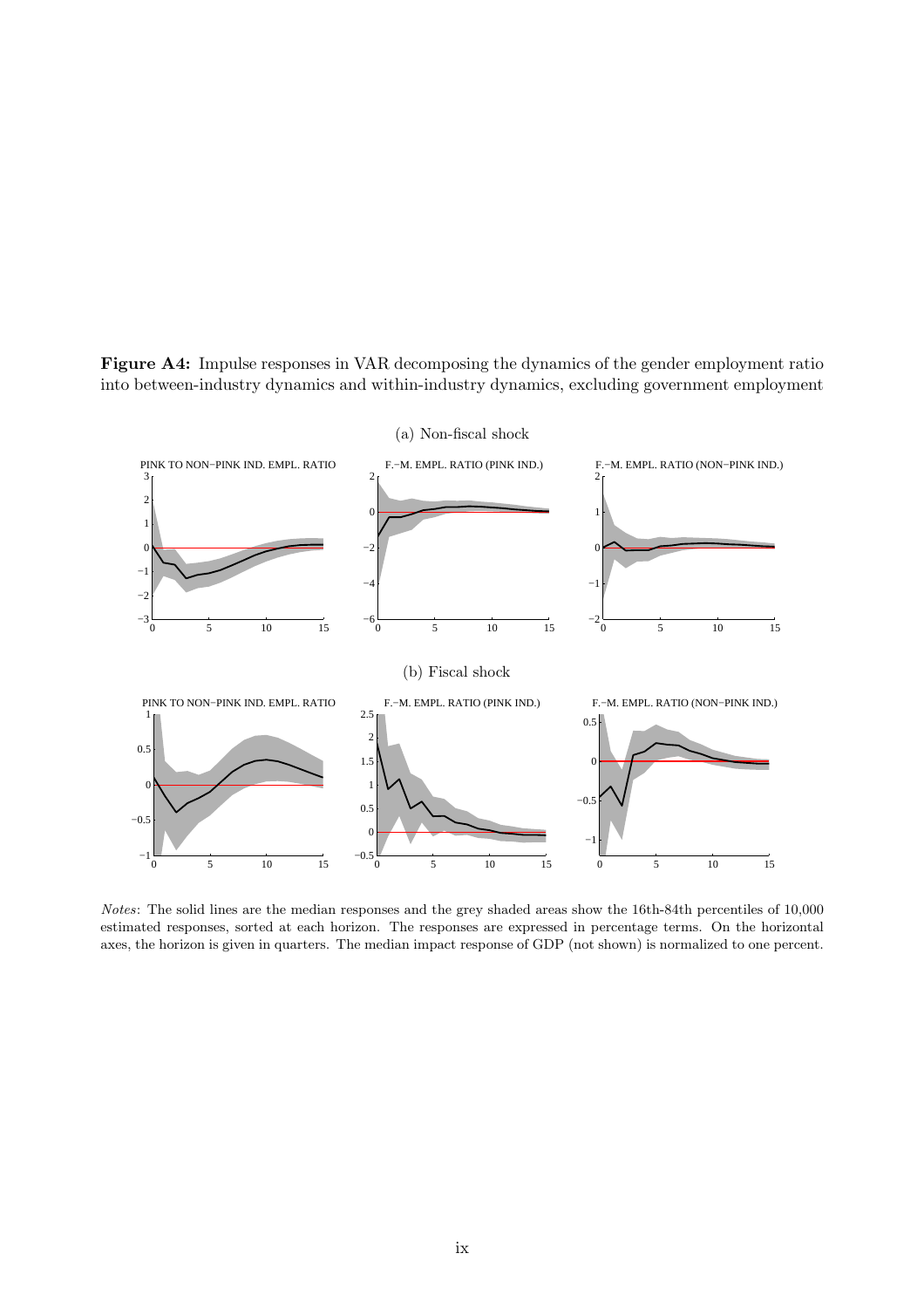**Figure A4:** Impulse responses in VAR decomposing the dynamics of the gender employment ratio into between-industry dynamics and within-industry dynamics, excluding government employment

(a) Non-fiscal shock

PINK TO NON−PINK IND. EMPL. RATIO

3
2
1
0
−1
−2
−3
0 5 10 15

F.−M. EMPL. RATIO (PINK IND.)

2
0
−2
−4
−6
0 5 10 15

F.−M. EMPL. RATIO (NON−PINK IND.)

2
1
0
−1
−2
0 5 10 15

(b) Fiscal shock

PINK TO NON−PINK IND. EMPL. RATIO

1
0.5
0
−0.5
−1
0 5 10 15

F.−M. EMPL. RATIO (PINK IND.)

2.5
2
1.5
1
0.5
0
−0.5
0 5 10 15

F.−M. EMPL. RATIO (NON−PINK IND.)

0.5
0
−0.5
−1
0 5 10 15

*Notes*: The solid lines are the median responses and the grey shaded areas show the 16th-84th percentiles of 10,000 estimated responses, sorted at each horizon. The responses are expressed in percentage terms. On the horizontal axes, the horizon is given in quarters. The median impact response of GDP (not shown) is normalized to one percent.